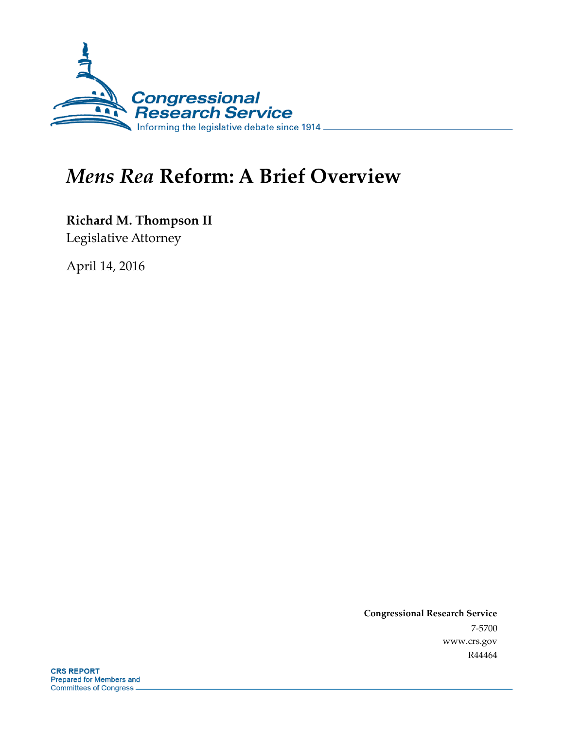# *Mens Rea* Reform: A Brief Overview

**Richard M. Thompson II**
Legislative Attorney

April 14, 2016

**Congressional Research Service**
7-5700
www.crs.gov
R44464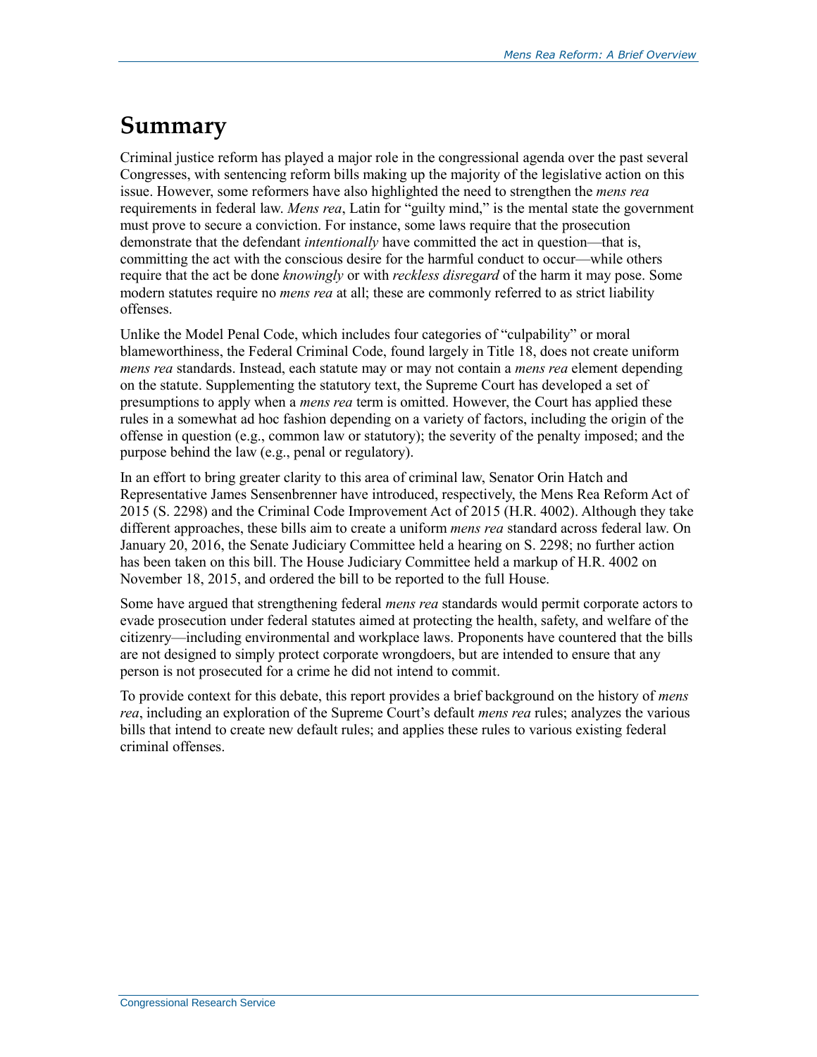# Summary

Criminal justice reform has played a major role in the congressional agenda over the past several Congresses, with sentencing reform bills making up the majority of the legislative action on this issue. However, some reformers have also highlighted the need to strengthen the *mens rea* requirements in federal law. *Mens rea*, Latin for "guilty mind," is the mental state the government must prove to secure a conviction. For instance, some laws require that the prosecution demonstrate that the defendant *intentionally* have committed the act in question—that is, committing the act with the conscious desire for the harmful conduct to occur—while others require that the act be done *knowingly* or with *reckless disregard* of the harm it may pose. Some modern statutes require no *mens rea* at all; these are commonly referred to as strict liability offenses.

Unlike the Model Penal Code, which includes four categories of "culpability" or moral blameworthiness, the Federal Criminal Code, found largely in Title 18, does not create uniform *mens rea* standards. Instead, each statute may or may not contain a *mens rea* element depending on the statute. Supplementing the statutory text, the Supreme Court has developed a set of presumptions to apply when a *mens rea* term is omitted. However, the Court has applied these rules in a somewhat ad hoc fashion depending on a variety of factors, including the origin of the offense in question (e.g., common law or statutory); the severity of the penalty imposed; and the purpose behind the law (e.g., penal or regulatory).

In an effort to bring greater clarity to this area of criminal law, Senator Orin Hatch and Representative James Sensenbrenner have introduced, respectively, the Mens Rea Reform Act of 2015 (S. 2298) and the Criminal Code Improvement Act of 2015 (H.R. 4002). Although they take different approaches, these bills aim to create a uniform *mens rea* standard across federal law. On January 20, 2016, the Senate Judiciary Committee held a hearing on S. 2298; no further action has been taken on this bill. The House Judiciary Committee held a markup of H.R. 4002 on November 18, 2015, and ordered the bill to be reported to the full House.

Some have argued that strengthening federal *mens rea* standards would permit corporate actors to evade prosecution under federal statutes aimed at protecting the health, safety, and welfare of the citizenry—including environmental and workplace laws. Proponents have countered that the bills are not designed to simply protect corporate wrongdoers, but are intended to ensure that any person is not prosecuted for a crime he did not intend to commit.

To provide context for this debate, this report provides a brief background on the history of *mens rea*, including an exploration of the Supreme Court's default *mens rea* rules; analyzes the various bills that intend to create new default rules; and applies these rules to various existing federal criminal offenses.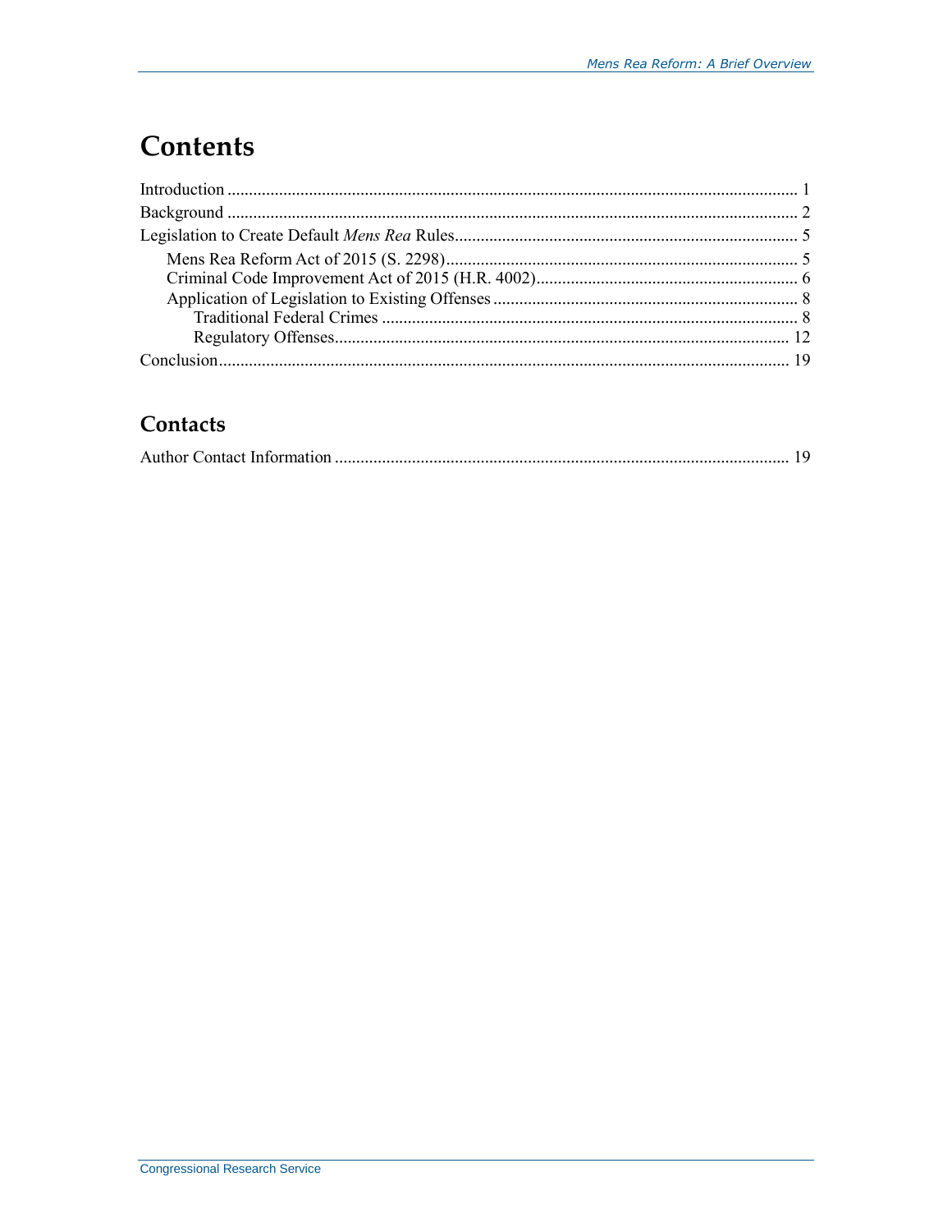# Contents

Introduction ..... 1
Background ..... 2
Legislation to Create Default *Mens Rea* Rules ..... 5
  Mens Rea Reform Act of 2015 (S. 2298) ..... 5
  Criminal Code Improvement Act of 2015 (H.R. 4002) ..... 6
  Application of Legislation to Existing Offenses ..... 8
    Traditional Federal Crimes ..... 8
    Regulatory Offenses ..... 12
Conclusion ..... 19

## Contacts

Author Contact Information ..... 19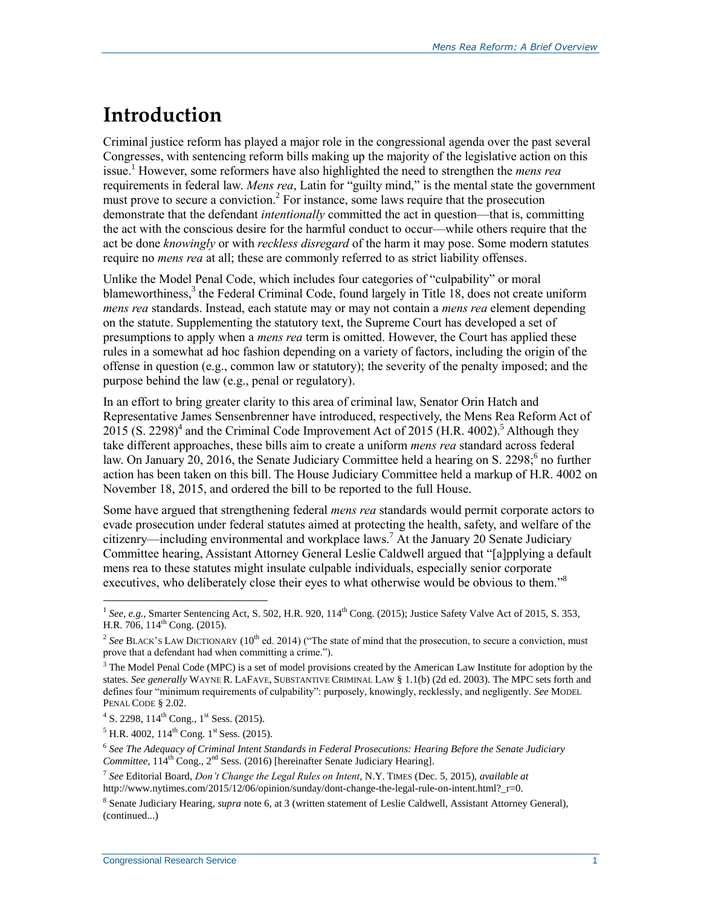# Introduction

Criminal justice reform has played a major role in the congressional agenda over the past several Congresses, with sentencing reform bills making up the majority of the legislative action on this issue.[1] However, some reformers have also highlighted the need to strengthen the *mens rea* requirements in federal law. *Mens rea*, Latin for "guilty mind," is the mental state the government must prove to secure a conviction.[2] For instance, some laws require that the prosecution demonstrate that the defendant *intentionally* committed the act in question—that is, committing the act with the conscious desire for the harmful conduct to occur—while others require that the act be done *knowingly* or with *reckless disregard* of the harm it may pose. Some modern statutes require no *mens rea* at all; these are commonly referred to as strict liability offenses.

Unlike the Model Penal Code, which includes four categories of "culpability" or moral blameworthiness,[3] the Federal Criminal Code, found largely in Title 18, does not create uniform *mens rea* standards. Instead, each statute may or may not contain a *mens rea* element depending on the statute. Supplementing the statutory text, the Supreme Court has developed a set of presumptions to apply when a *mens rea* term is omitted. However, the Court has applied these rules in a somewhat ad hoc fashion depending on a variety of factors, including the origin of the offense in question (e.g., common law or statutory); the severity of the penalty imposed; and the purpose behind the law (e.g., penal or regulatory).

In an effort to bring greater clarity to this area of criminal law, Senator Orin Hatch and Representative James Sensenbrenner have introduced, respectively, the Mens Rea Reform Act of 2015 (S. 2298)[4] and the Criminal Code Improvement Act of 2015 (H.R. 4002).[5] Although they take different approaches, these bills aim to create a uniform *mens rea* standard across federal law. On January 20, 2016, the Senate Judiciary Committee held a hearing on S. 2298;[6] no further action has been taken on this bill. The House Judiciary Committee held a markup of H.R. 4002 on November 18, 2015, and ordered the bill to be reported to the full House.

Some have argued that strengthening federal *mens rea* standards would permit corporate actors to evade prosecution under federal statutes aimed at protecting the health, safety, and welfare of the citizenry—including environmental and workplace laws.[7] At the January 20 Senate Judiciary Committee hearing, Assistant Attorney General Leslie Caldwell argued that "[a]pplying a default mens rea to these statutes might insulate culpable individuals, especially senior corporate executives, who deliberately close their eyes to what otherwise would be obvious to them."[8]

---

[1] *See, e.g.*, Smarter Sentencing Act, S. 502, H.R. 920, 114th Cong. (2015); Justice Safety Valve Act of 2015, S. 353, H.R. 706, 114th Cong. (2015).

[2] *See* BLACK'S LAW DICTIONARY (10th ed. 2014) ("The state of mind that the prosecution, to secure a conviction, must prove that a defendant had when committing a crime.").

[3] The Model Penal Code (MPC) is a set of model provisions created by the American Law Institute for adoption by the states. *See generally* WAYNE R. LAFAVE, SUBSTANTIVE CRIMINAL LAW § 1.1(b) (2d ed. 2003). The MPC sets forth and defines four "minimum requirements of culpability": purposely, knowingly, recklessly, and negligently. *See* MODEL PENAL CODE § 2.02.

[4] S. 2298, 114th Cong., 1st Sess. (2015).

[5] H.R. 4002, 114th Cong. 1st Sess. (2015).

[6] *See The Adequacy of Criminal Intent Standards in Federal Prosecutions: Hearing Before the Senate Judiciary Committee*, 114th Cong., 2nd Sess. (2016) [hereinafter Senate Judiciary Hearing].

[7] *See* Editorial Board, *Don't Change the Legal Rules on Intent*, N.Y. TIMES (Dec. 5, 2015), *available at* http://www.nytimes.com/2015/12/06/opinion/sunday/dont-change-the-legal-rule-on-intent.html?_r=0.

[8] Senate Judiciary Hearing, *supra* note 6, at 3 (written statement of Leslie Caldwell, Assistant Attorney General), (continued...)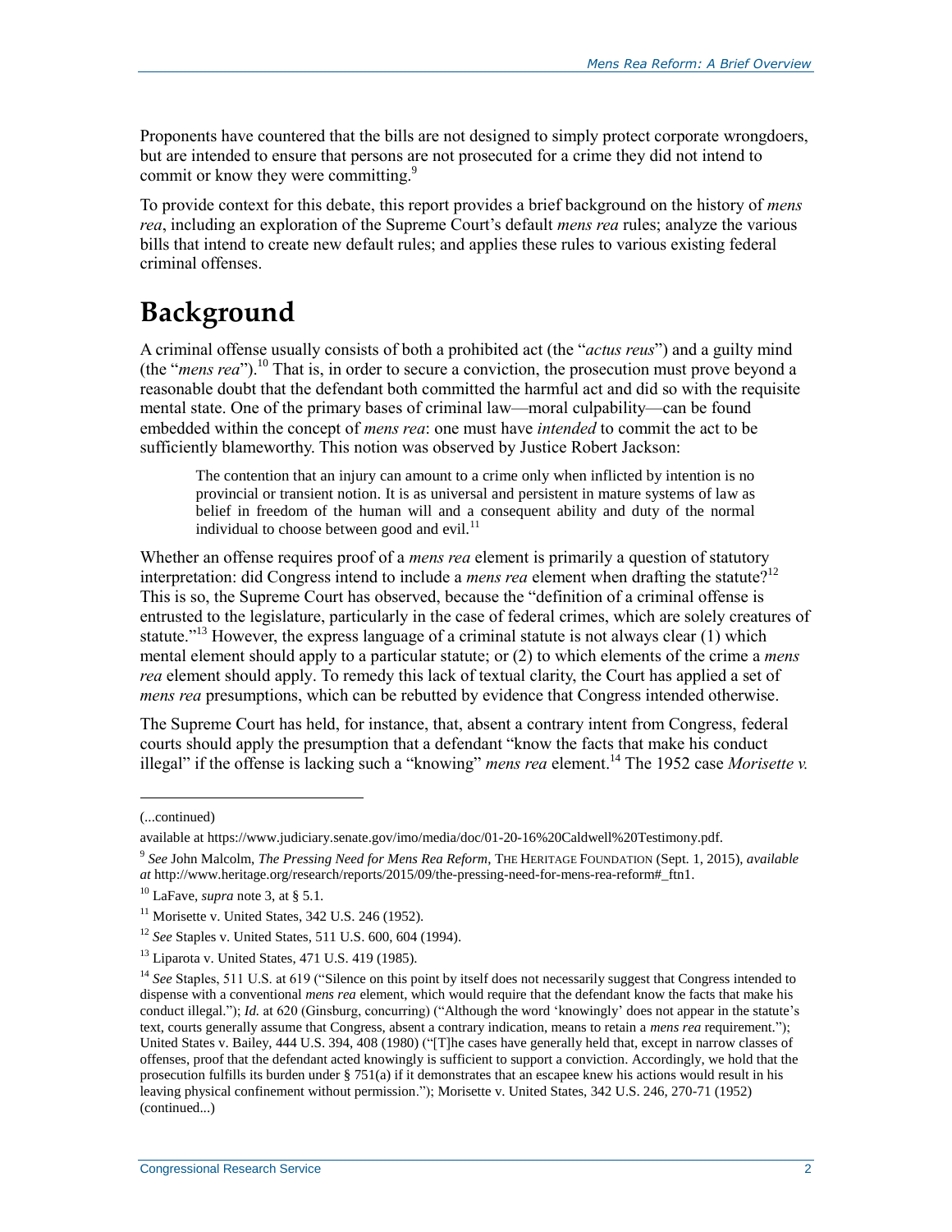Proponents have countered that the bills are not designed to simply protect corporate wrongdoers, but are intended to ensure that persons are not prosecuted for a crime they did not intend to commit or know they were committing.[9]

To provide context for this debate, this report provides a brief background on the history of *mens rea*, including an exploration of the Supreme Court's default *mens rea* rules; analyze the various bills that intend to create new default rules; and applies these rules to various existing federal criminal offenses.

# Background

A criminal offense usually consists of both a prohibited act (the "*actus reus*") and a guilty mind (the "*mens rea*").[10] That is, in order to secure a conviction, the prosecution must prove beyond a reasonable doubt that the defendant both committed the harmful act and did so with the requisite mental state. One of the primary bases of criminal law—moral culpability—can be found embedded within the concept of *mens rea*: one must have *intended* to commit the act to be sufficiently blameworthy. This notion was observed by Justice Robert Jackson:

> The contention that an injury can amount to a crime only when inflicted by intention is no provincial or transient notion. It is as universal and persistent in mature systems of law as belief in freedom of the human will and a consequent ability and duty of the normal individual to choose between good and evil.[11]

Whether an offense requires proof of a *mens rea* element is primarily a question of statutory interpretation: did Congress intend to include a *mens rea* element when drafting the statute?[12] This is so, the Supreme Court has observed, because the "definition of a criminal offense is entrusted to the legislature, particularly in the case of federal crimes, which are solely creatures of statute."[13] However, the express language of a criminal statute is not always clear (1) which mental element should apply to a particular statute; or (2) to which elements of the crime a *mens rea* element should apply. To remedy this lack of textual clarity, the Court has applied a set of *mens rea* presumptions, which can be rebutted by evidence that Congress intended otherwise.

The Supreme Court has held, for instance, that, absent a contrary intent from Congress, federal courts should apply the presumption that a defendant "know the facts that make his conduct illegal" if the offense is lacking such a "knowing" *mens rea* element.[14] The 1952 case *Morisette v.*

---

(...continued)

available at https://www.judiciary.senate.gov/imo/media/doc/01-20-16%20Caldwell%20Testimony.pdf.

[9] *See* John Malcolm, *The Pressing Need for Mens Rea Reform*, THE HERITAGE FOUNDATION (Sept. 1, 2015), *available at* http://www.heritage.org/research/reports/2015/09/the-pressing-need-for-mens-rea-reform#_ftn1.

[10] LaFave, *supra* note 3, at § 5.1.

[11] Morisette v. United States, 342 U.S. 246 (1952).

[12] *See* Staples v. United States, 511 U.S. 600, 604 (1994).

[13] Liparota v. United States, 471 U.S. 419 (1985).

[14] *See* Staples, 511 U.S. at 619 ("Silence on this point by itself does not necessarily suggest that Congress intended to dispense with a conventional *mens rea* element, which would require that the defendant know the facts that make his conduct illegal."); *Id.* at 620 (Ginsburg, concurring) ("Although the word 'knowingly' does not appear in the statute's text, courts generally assume that Congress, absent a contrary indication, means to retain a *mens rea* requirement."); United States v. Bailey, 444 U.S. 394, 408 (1980) ("[T]he cases have generally held that, except in narrow classes of offenses, proof that the defendant acted knowingly is sufficient to support a conviction. Accordingly, we hold that the prosecution fulfills its burden under § 751(a) if it demonstrates that an escapee knew his actions would result in his leaving physical confinement without permission."); Morisette v. United States, 342 U.S. 246, 270-71 (1952) (continued...)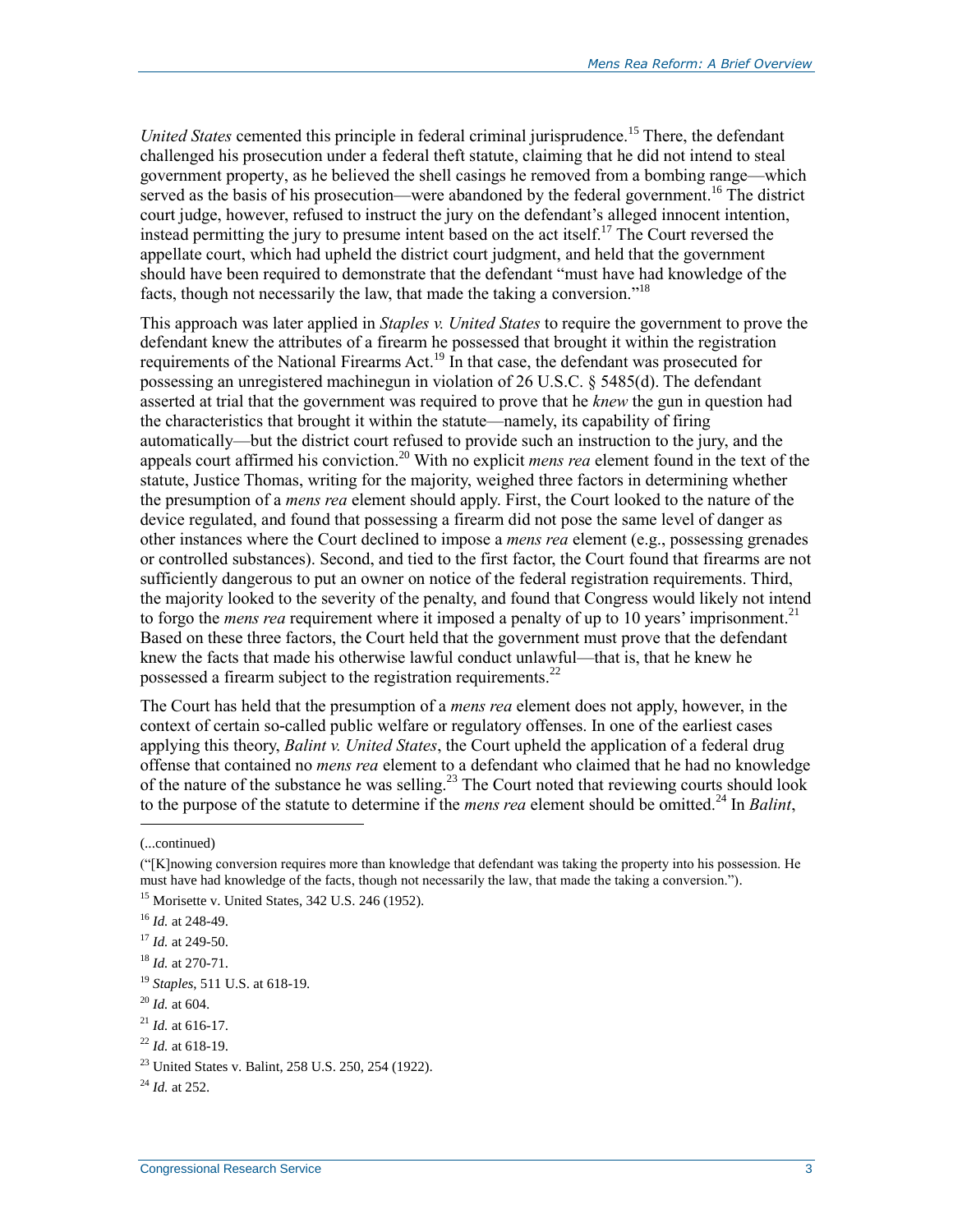*United States* cemented this principle in federal criminal jurisprudence.[15] There, the defendant challenged his prosecution under a federal theft statute, claiming that he did not intend to steal government property, as he believed the shell casings he removed from a bombing range—which served as the basis of his prosecution—were abandoned by the federal government.[16] The district court judge, however, refused to instruct the jury on the defendant's alleged innocent intention, instead permitting the jury to presume intent based on the act itself.[17] The Court reversed the appellate court, which had upheld the district court judgment, and held that the government should have been required to demonstrate that the defendant "must have had knowledge of the facts, though not necessarily the law, that made the taking a conversion."[18]

This approach was later applied in *Staples v. United States* to require the government to prove the defendant knew the attributes of a firearm he possessed that brought it within the registration requirements of the National Firearms Act.[19] In that case, the defendant was prosecuted for possessing an unregistered machinegun in violation of 26 U.S.C. § 5485(d). The defendant asserted at trial that the government was required to prove that he *knew* the gun in question had the characteristics that brought it within the statute—namely, its capability of firing automatically—but the district court refused to provide such an instruction to the jury, and the appeals court affirmed his conviction.[20] With no explicit *mens rea* element found in the text of the statute, Justice Thomas, writing for the majority, weighed three factors in determining whether the presumption of a *mens rea* element should apply. First, the Court looked to the nature of the device regulated, and found that possessing a firearm did not pose the same level of danger as other instances where the Court declined to impose a *mens rea* element (e.g., possessing grenades or controlled substances). Second, and tied to the first factor, the Court found that firearms are not sufficiently dangerous to put an owner on notice of the federal registration requirements. Third, the majority looked to the severity of the penalty, and found that Congress would likely not intend to forgo the *mens rea* requirement where it imposed a penalty of up to 10 years' imprisonment.[21] Based on these three factors, the Court held that the government must prove that the defendant knew the facts that made his otherwise lawful conduct unlawful—that is, that he knew he possessed a firearm subject to the registration requirements.[22]

The Court has held that the presumption of a *mens rea* element does not apply, however, in the context of certain so-called public welfare or regulatory offenses. In one of the earliest cases applying this theory, *Balint v. United States*, the Court upheld the application of a federal drug offense that contained no *mens rea* element to a defendant who claimed that he had no knowledge of the nature of the substance he was selling.[23] The Court noted that reviewing courts should look to the purpose of the statute to determine if the *mens rea* element should be omitted.[24] In *Balint*,

---

(...continued)

("[K]nowing conversion requires more than knowledge that defendant was taking the property into his possession. He must have had knowledge of the facts, though not necessarily the law, that made the taking a conversion.").

[15] Morisette v. United States, 342 U.S. 246 (1952).

[16] *Id.* at 248-49.

[17] *Id.* at 249-50.

[18] *Id.* at 270-71.

[19] *Staples*, 511 U.S. at 618-19.

[20] *Id.* at 604.

[21] *Id.* at 616-17.

[22] *Id.* at 618-19.

[23] United States v. Balint, 258 U.S. 250, 254 (1922).

[24] *Id.* at 252.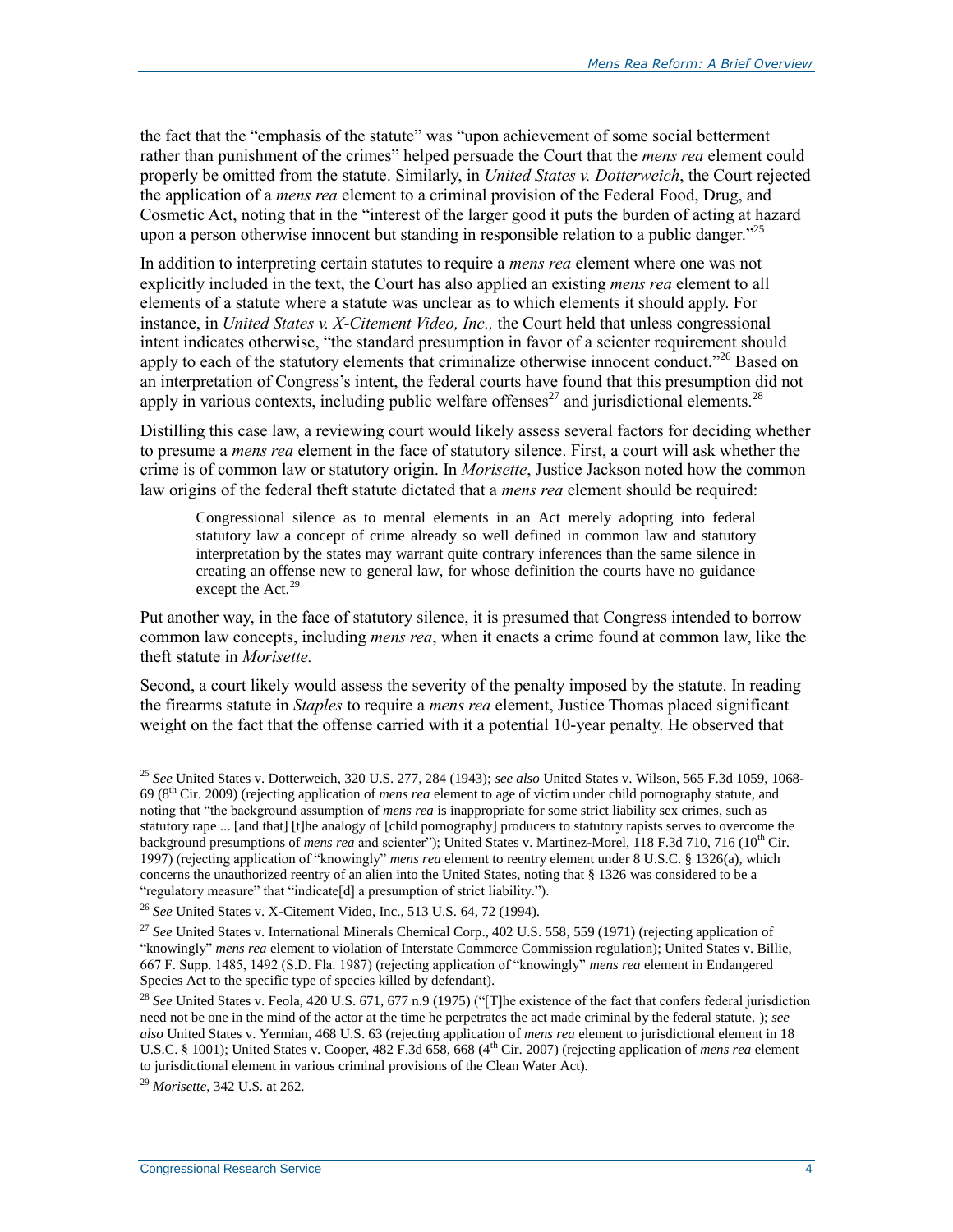the fact that the "emphasis of the statute" was "upon achievement of some social betterment rather than punishment of the crimes" helped persuade the Court that the *mens rea* element could properly be omitted from the statute. Similarly, in *United States v. Dotterweich*, the Court rejected the application of a *mens rea* element to a criminal provision of the Federal Food, Drug, and Cosmetic Act, noting that in the "interest of the larger good it puts the burden of acting at hazard upon a person otherwise innocent but standing in responsible relation to a public danger."[25]

In addition to interpreting certain statutes to require a *mens rea* element where one was not explicitly included in the text, the Court has also applied an existing *mens rea* element to all elements of a statute where a statute was unclear as to which elements it should apply. For instance, in *United States v. X-Citement Video, Inc.,* the Court held that unless congressional intent indicates otherwise, "the standard presumption in favor of a scienter requirement should apply to each of the statutory elements that criminalize otherwise innocent conduct."[26] Based on an interpretation of Congress's intent, the federal courts have found that this presumption did not apply in various contexts, including public welfare offenses[27] and jurisdictional elements.[28]

Distilling this case law, a reviewing court would likely assess several factors for deciding whether to presume a *mens rea* element in the face of statutory silence. First, a court will ask whether the crime is of common law or statutory origin. In *Morisette*, Justice Jackson noted how the common law origins of the federal theft statute dictated that a *mens rea* element should be required:

> Congressional silence as to mental elements in an Act merely adopting into federal statutory law a concept of crime already so well defined in common law and statutory interpretation by the states may warrant quite contrary inferences than the same silence in creating an offense new to general law, for whose definition the courts have no guidance except the Act.[29]

Put another way, in the face of statutory silence, it is presumed that Congress intended to borrow common law concepts, including *mens rea*, when it enacts a crime found at common law, like the theft statute in *Morisette.*

Second, a court likely would assess the severity of the penalty imposed by the statute. In reading the firearms statute in *Staples* to require a *mens rea* element, Justice Thomas placed significant weight on the fact that the offense carried with it a potential 10-year penalty. He observed that

---

[25] *See* United States v. Dotterweich, 320 U.S. 277, 284 (1943); *see also* United States v. Wilson, 565 F.3d 1059, 1068-69 (8th Cir. 2009) (rejecting application of *mens rea* element to age of victim under child pornography statute, and noting that "the background assumption of *mens rea* is inappropriate for some strict liability sex crimes, such as statutory rape ... [and that] [t]he analogy of [child pornography] producers to statutory rapists serves to overcome the background presumptions of *mens rea* and scienter"); United States v. Martinez-Morel, 118 F.3d 710, 716 (10th Cir. 1997) (rejecting application of "knowingly" *mens rea* element to reentry element under 8 U.S.C. § 1326(a), which concerns the unauthorized reentry of an alien into the United States, noting that § 1326 was considered to be a "regulatory measure" that "indicate[d] a presumption of strict liability.").

[26] *See* United States v. X-Citement Video, Inc., 513 U.S. 64, 72 (1994).

[27] *See* United States v. International Minerals Chemical Corp., 402 U.S. 558, 559 (1971) (rejecting application of "knowingly" *mens rea* element to violation of Interstate Commerce Commission regulation); United States v. Billie, 667 F. Supp. 1485, 1492 (S.D. Fla. 1987) (rejecting application of "knowingly" *mens rea* element in Endangered Species Act to the specific type of species killed by defendant).

[28] *See* United States v. Feola, 420 U.S. 671, 677 n.9 (1975) ("[T]he existence of the fact that confers federal jurisdiction need not be one in the mind of the actor at the time he perpetrates the act made criminal by the federal statute. ); *see also* United States v. Yermian, 468 U.S. 63 (rejecting application of *mens rea* element to jurisdictional element in 18 U.S.C. § 1001); United States v. Cooper, 482 F.3d 658, 668 (4th Cir. 2007) (rejecting application of *mens rea* element to jurisdictional element in various criminal provisions of the Clean Water Act).

[29] *Morisette*, 342 U.S. at 262.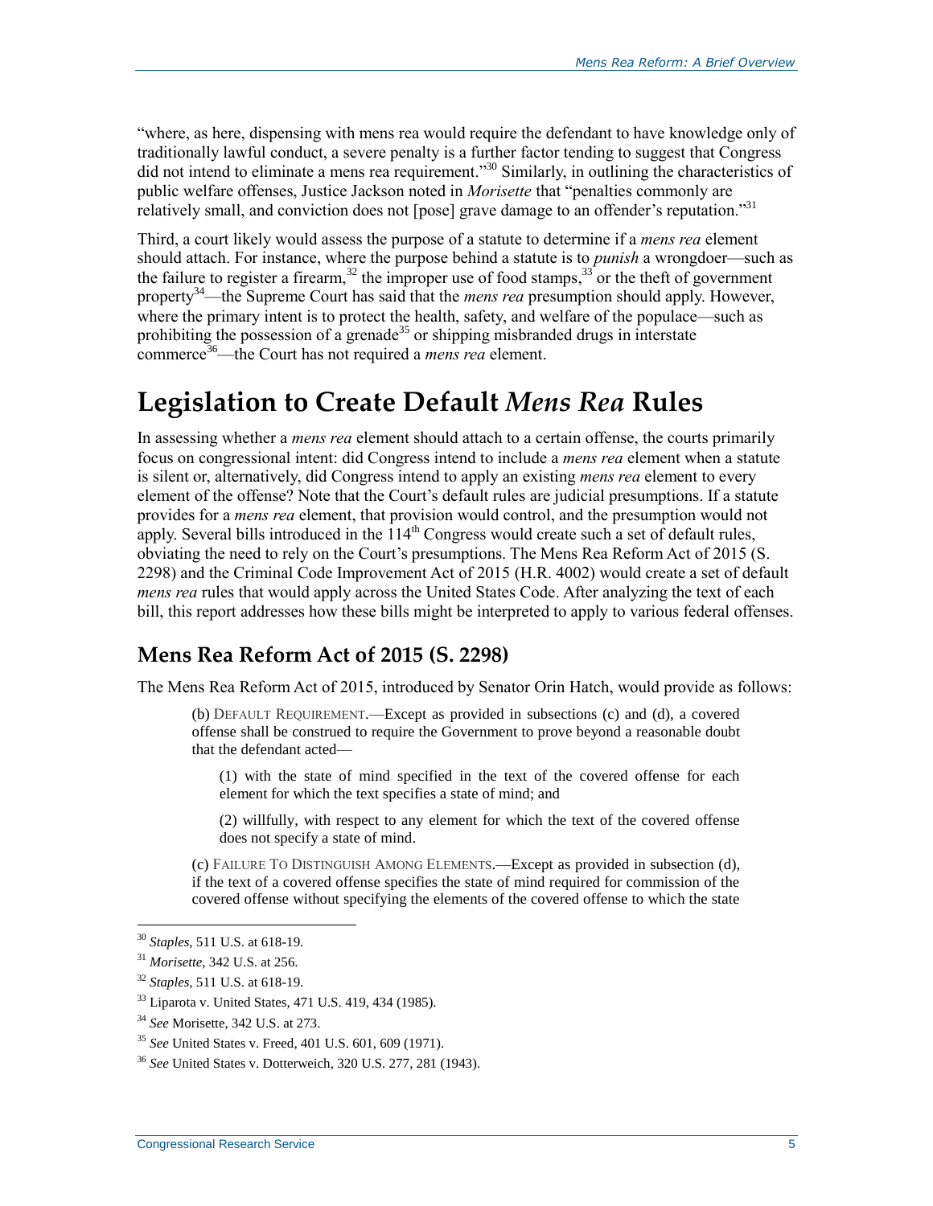"where, as here, dispensing with mens rea would require the defendant to have knowledge only of traditionally lawful conduct, a severe penalty is a further factor tending to suggest that Congress did not intend to eliminate a mens rea requirement."[30] Similarly, in outlining the characteristics of public welfare offenses, Justice Jackson noted in *Morisette* that "penalties commonly are relatively small, and conviction does not [pose] grave damage to an offender's reputation."[31]

Third, a court likely would assess the purpose of a statute to determine if a *mens rea* element should attach. For instance, where the purpose behind a statute is to *punish* a wrongdoer—such as the failure to register a firearm,[32] the improper use of food stamps,[33] or the theft of government property[34]—the Supreme Court has said that the *mens rea* presumption should apply. However, where the primary intent is to protect the health, safety, and welfare of the populace—such as prohibiting the possession of a grenade[35] or shipping misbranded drugs in interstate commerce[36]—the Court has not required a *mens rea* element.

# Legislation to Create Default *Mens Rea* Rules

In assessing whether a *mens rea* element should attach to a certain offense, the courts primarily focus on congressional intent: did Congress intend to include a *mens rea* element when a statute is silent or, alternatively, did Congress intend to apply an existing *mens rea* element to every element of the offense? Note that the Court's default rules are judicial presumptions. If a statute provides for a *mens rea* element, that provision would control, and the presumption would not apply. Several bills introduced in the 114th Congress would create such a set of default rules, obviating the need to rely on the Court's presumptions. The Mens Rea Reform Act of 2015 (S. 2298) and the Criminal Code Improvement Act of 2015 (H.R. 4002) would create a set of default *mens rea* rules that would apply across the United States Code. After analyzing the text of each bill, this report addresses how these bills might be interpreted to apply to various federal offenses.

## Mens Rea Reform Act of 2015 (S. 2298)

The Mens Rea Reform Act of 2015, introduced by Senator Orin Hatch, would provide as follows:

> (b) DEFAULT REQUIREMENT.—Except as provided in subsections (c) and (d), a covered offense shall be construed to require the Government to prove beyond a reasonable doubt that the defendant acted—
>
> > (1) with the state of mind specified in the text of the covered offense for each element for which the text specifies a state of mind; and
> >
> > (2) willfully, with respect to any element for which the text of the covered offense does not specify a state of mind.
>
> (c) FAILURE TO DISTINGUISH AMONG ELEMENTS.—Except as provided in subsection (d), if the text of a covered offense specifies the state of mind required for commission of the covered offense without specifying the elements of the covered offense to which the state

---

[30] *Staples*, 511 U.S. at 618-19.

[31] *Morisette*, 342 U.S. at 256.

[32] *Staples*, 511 U.S. at 618-19.

[33] Liparota v. United States, 471 U.S. 419, 434 (1985).

[34] *See* Morisette, 342 U.S. at 273.

[35] *See* United States v. Freed, 401 U.S. 601, 609 (1971).

[36] *See* United States v. Dotterweich, 320 U.S. 277, 281 (1943).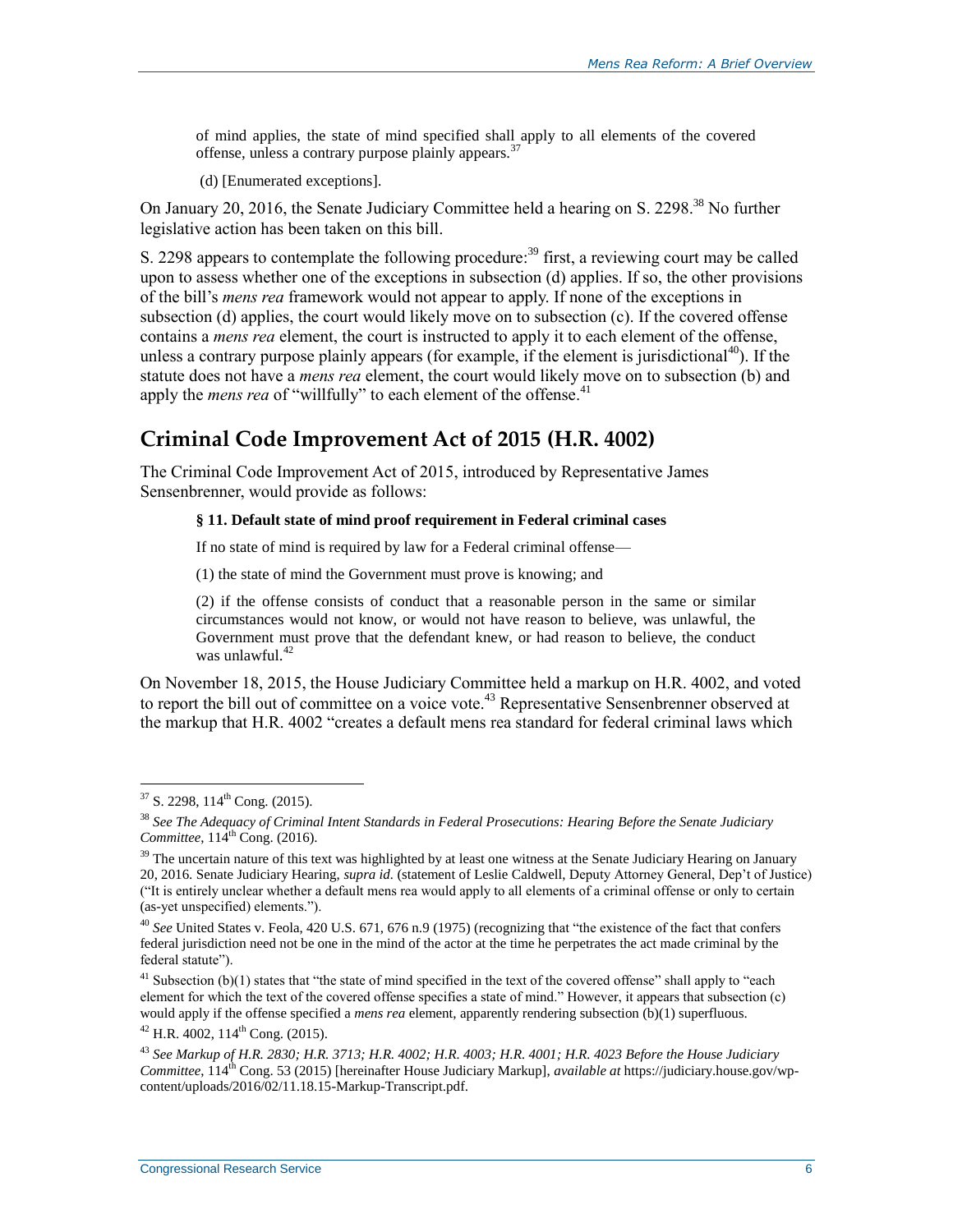of mind applies, the state of mind specified shall apply to all elements of the covered offense, unless a contrary purpose plainly appears.[37]

(d) [Enumerated exceptions].

On January 20, 2016, the Senate Judiciary Committee held a hearing on S. 2298.[38] No further legislative action has been taken on this bill.

S. 2298 appears to contemplate the following procedure:[39] first, a reviewing court may be called upon to assess whether one of the exceptions in subsection (d) applies. If so, the other provisions of the bill's *mens rea* framework would not appear to apply. If none of the exceptions in subsection (d) applies, the court would likely move on to subsection (c). If the covered offense contains a *mens rea* element, the court is instructed to apply it to each element of the offense, unless a contrary purpose plainly appears (for example, if the element is jurisdictional[40]). If the statute does not have a *mens rea* element, the court would likely move on to subsection (b) and apply the *mens rea* of "willfully" to each element of the offense.[41]

## Criminal Code Improvement Act of 2015 (H.R. 4002)

The Criminal Code Improvement Act of 2015, introduced by Representative James Sensenbrenner, would provide as follows:

**§ 11. Default state of mind proof requirement in Federal criminal cases**

If no state of mind is required by law for a Federal criminal offense—

(1) the state of mind the Government must prove is knowing; and

(2) if the offense consists of conduct that a reasonable person in the same or similar circumstances would not know, or would not have reason to believe, was unlawful, the Government must prove that the defendant knew, or had reason to believe, the conduct was unlawful.[42]

On November 18, 2015, the House Judiciary Committee held a markup on H.R. 4002, and voted to report the bill out of committee on a voice vote.[43] Representative Sensenbrenner observed at the markup that H.R. 4002 "creates a default mens rea standard for federal criminal laws which

---

[37] S. 2298, 114th Cong. (2015).

[38] *See The Adequacy of Criminal Intent Standards in Federal Prosecutions: Hearing Before the Senate Judiciary Committee*, 114th Cong. (2016).

[39] The uncertain nature of this text was highlighted by at least one witness at the Senate Judiciary Hearing on January 20, 2016. Senate Judiciary Hearing, *supra id.* (statement of Leslie Caldwell, Deputy Attorney General, Dep't of Justice) ("It is entirely unclear whether a default mens rea would apply to all elements of a criminal offense or only to certain (as-yet unspecified) elements.").

[40] *See* United States v. Feola, 420 U.S. 671, 676 n.9 (1975) (recognizing that "the existence of the fact that confers federal jurisdiction need not be one in the mind of the actor at the time he perpetrates the act made criminal by the federal statute").

[41] Subsection (b)(1) states that "the state of mind specified in the text of the covered offense" shall apply to "each element for which the text of the covered offense specifies a state of mind." However, it appears that subsection (c) would apply if the offense specified a *mens rea* element, apparently rendering subsection (b)(1) superfluous.

[42] H.R. 4002, 114th Cong. (2015).

[43] *See Markup of H.R. 2830; H.R. 3713; H.R. 4002; H.R. 4003; H.R. 4001; H.R. 4023 Before the House Judiciary Committee*, 114th Cong. 53 (2015) [hereinafter House Judiciary Markup], *available at* https://judiciary.house.gov/wp-content/uploads/2016/02/11.18.15-Markup-Transcript.pdf.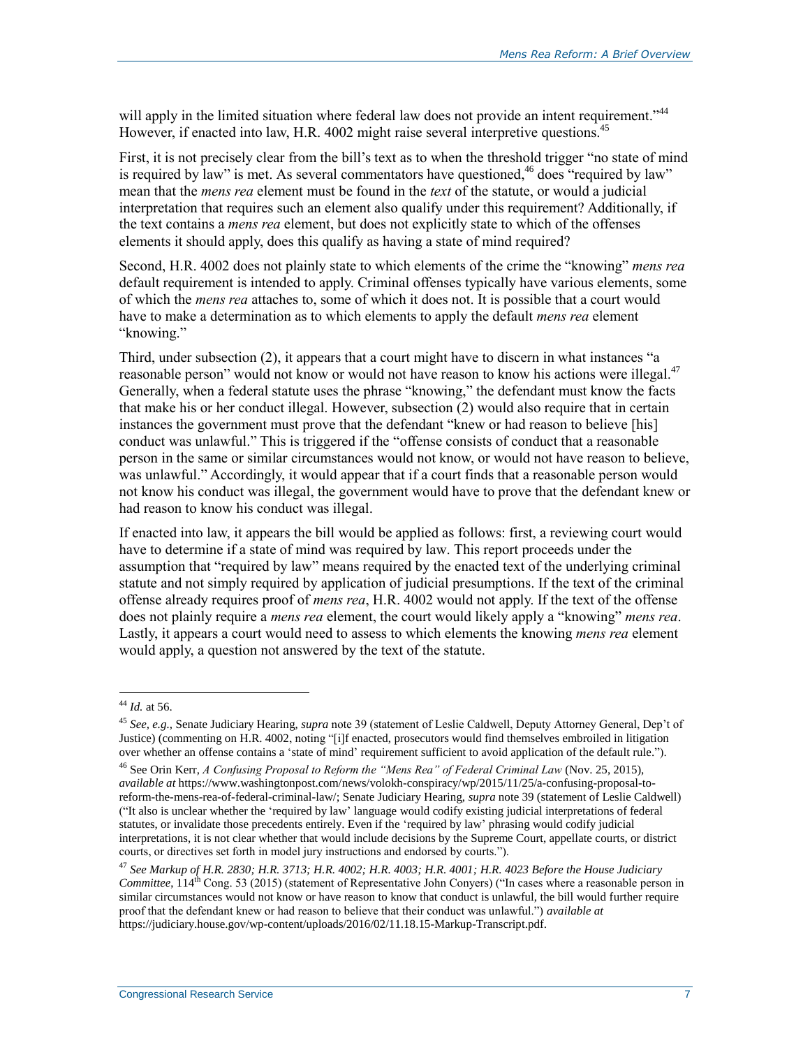will apply in the limited situation where federal law does not provide an intent requirement."[44] However, if enacted into law, H.R. 4002 might raise several interpretive questions.[45]

First, it is not precisely clear from the bill's text as to when the threshold trigger "no state of mind is required by law" is met. As several commentators have questioned,[46] does "required by law" mean that the *mens rea* element must be found in the *text* of the statute, or would a judicial interpretation that requires such an element also qualify under this requirement? Additionally, if the text contains a *mens rea* element, but does not explicitly state to which of the offenses elements it should apply, does this qualify as having a state of mind required?

Second, H.R. 4002 does not plainly state to which elements of the crime the "knowing" *mens rea* default requirement is intended to apply. Criminal offenses typically have various elements, some of which the *mens rea* attaches to, some of which it does not. It is possible that a court would have to make a determination as to which elements to apply the default *mens rea* element "knowing."

Third, under subsection (2), it appears that a court might have to discern in what instances "a reasonable person" would not know or would not have reason to know his actions were illegal.[47] Generally, when a federal statute uses the phrase "knowing," the defendant must know the facts that make his or her conduct illegal. However, subsection (2) would also require that in certain instances the government must prove that the defendant "knew or had reason to believe [his] conduct was unlawful." This is triggered if the "offense consists of conduct that a reasonable person in the same or similar circumstances would not know, or would not have reason to believe, was unlawful." Accordingly, it would appear that if a court finds that a reasonable person would not know his conduct was illegal, the government would have to prove that the defendant knew or had reason to know his conduct was illegal.

If enacted into law, it appears the bill would be applied as follows: first, a reviewing court would have to determine if a state of mind was required by law. This report proceeds under the assumption that "required by law" means required by the enacted text of the underlying criminal statute and not simply required by application of judicial presumptions. If the text of the criminal offense already requires proof of *mens rea*, H.R. 4002 would not apply. If the text of the offense does not plainly require a *mens rea* element, the court would likely apply a "knowing" *mens rea*. Lastly, it appears a court would need to assess to which elements the knowing *mens rea* element would apply, a question not answered by the text of the statute.

---

[44] *Id.* at 56.

[45] *See, e.g.,* Senate Judiciary Hearing, *supra* note 39 (statement of Leslie Caldwell, Deputy Attorney General, Dep't of Justice) (commenting on H.R. 4002, noting "[i]f enacted, prosecutors would find themselves embroiled in litigation over whether an offense contains a 'state of mind' requirement sufficient to avoid application of the default rule.").

[46] See Orin Kerr, *A Confusing Proposal to Reform the "Mens Rea" of Federal Criminal Law* (Nov. 25, 2015), *available at* https://www.washingtonpost.com/news/volokh-conspiracy/wp/2015/11/25/a-confusing-proposal-to-reform-the-mens-rea-of-federal-criminal-law/; Senate Judiciary Hearing, *supra* note 39 (statement of Leslie Caldwell) ("It also is unclear whether the 'required by law' language would codify existing judicial interpretations of federal statutes, or invalidate those precedents entirely. Even if the 'required by law' phrasing would codify judicial interpretations, it is not clear whether that would include decisions by the Supreme Court, appellate courts, or district courts, or directives set forth in model jury instructions and endorsed by courts.").

[47] *See Markup of H.R. 2830; H.R. 3713; H.R. 4002; H.R. 4003; H.R. 4001; H.R. 4023 Before the House Judiciary Committee*, 114th Cong. 53 (2015) (statement of Representative John Conyers) ("In cases where a reasonable person in similar circumstances would not know or have reason to know that conduct is unlawful, the bill would further require proof that the defendant knew or had reason to believe that their conduct was unlawful.") *available at* https://judiciary.house.gov/wp-content/uploads/2016/02/11.18.15-Markup-Transcript.pdf.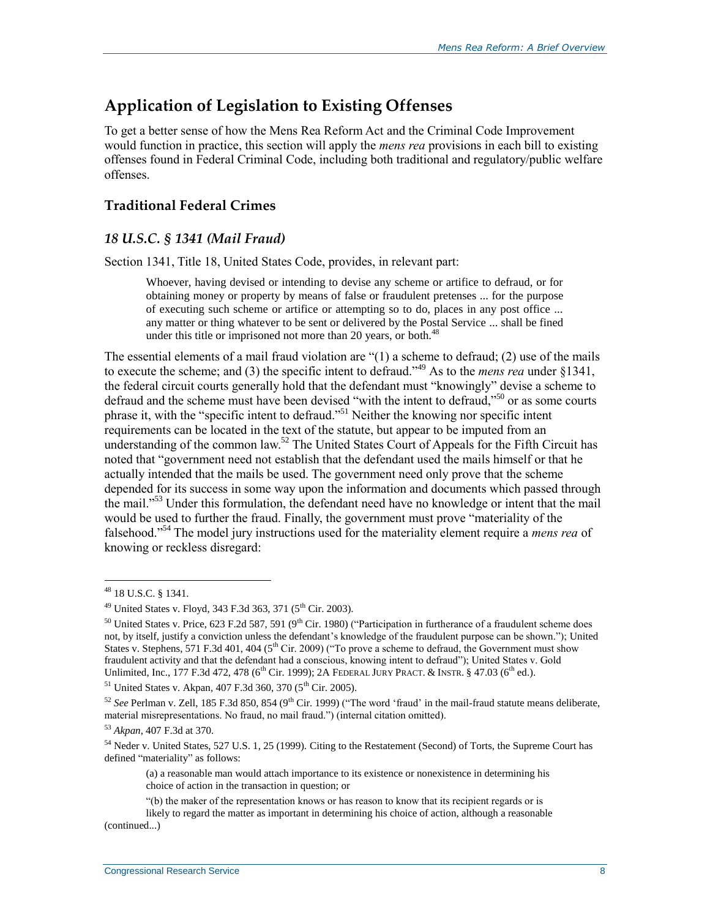## Application of Legislation to Existing Offenses

To get a better sense of how the Mens Rea Reform Act and the Criminal Code Improvement would function in practice, this section will apply the *mens rea* provisions in each bill to existing offenses found in Federal Criminal Code, including both traditional and regulatory/public welfare offenses.

### Traditional Federal Crimes

#### *18 U.S.C. § 1341 (Mail Fraud)*

Section 1341, Title 18, United States Code, provides, in relevant part:

> Whoever, having devised or intending to devise any scheme or artifice to defraud, or for obtaining money or property by means of false or fraudulent pretenses ... for the purpose of executing such scheme or artifice or attempting so to do, places in any post office ... any matter or thing whatever to be sent or delivered by the Postal Service ... shall be fined under this title or imprisoned not more than 20 years, or both.[48]

The essential elements of a mail fraud violation are "(1) a scheme to defraud; (2) use of the mails to execute the scheme; and (3) the specific intent to defraud."[49] As to the *mens rea* under §1341, the federal circuit courts generally hold that the defendant must "knowingly" devise a scheme to defraud and the scheme must have been devised "with the intent to defraud,"[50] or as some courts phrase it, with the "specific intent to defraud."[51] Neither the knowing nor specific intent requirements can be located in the text of the statute, but appear to be imputed from an understanding of the common law.[52] The United States Court of Appeals for the Fifth Circuit has noted that "government need not establish that the defendant used the mails himself or that he actually intended that the mails be used. The government need only prove that the scheme depended for its success in some way upon the information and documents which passed through the mail."[53] Under this formulation, the defendant need have no knowledge or intent that the mail would be used to further the fraud. Finally, the government must prove "materiality of the falsehood."[54] The model jury instructions used for the materiality element require a *mens rea* of knowing or reckless disregard:

---

[48] 18 U.S.C. § 1341.

[49] United States v. Floyd, 343 F.3d 363, 371 (5th Cir. 2003).

[50] United States v. Price, 623 F.2d 587, 591 (9th Cir. 1980) ("Participation in furtherance of a fraudulent scheme does not, by itself, justify a conviction unless the defendant's knowledge of the fraudulent purpose can be shown."); United States v. Stephens, 571 F.3d 401, 404 (5th Cir. 2009) ("To prove a scheme to defraud, the Government must show fraudulent activity and that the defendant had a conscious, knowing intent to defraud"); United States v. Gold Unlimited, Inc., 177 F.3d 472, 478 (6th Cir. 1999); 2A Federal Jury Pract. & Instr. § 47.03 (6th ed.).

[51] United States v. Akpan, 407 F.3d 360, 370 (5th Cir. 2005).

[52] *See* Perlman v. Zell, 185 F.3d 850, 854 (9th Cir. 1999) ("The word 'fraud' in the mail-fraud statute means deliberate, material misrepresentations. No fraud, no mail fraud.") (internal citation omitted).

[53] *Akpan*, 407 F.3d at 370.

[54] Neder v. United States, 527 U.S. 1, 25 (1999). Citing to the Restatement (Second) of Torts, the Supreme Court has defined "materiality" as follows:

> (a) a reasonable man would attach importance to its existence or nonexistence in determining his choice of action in the transaction in question; or
>
> "(b) the maker of the representation knows or has reason to know that its recipient regards or is likely to regard the matter as important in determining his choice of action, although a reasonable

(continued...)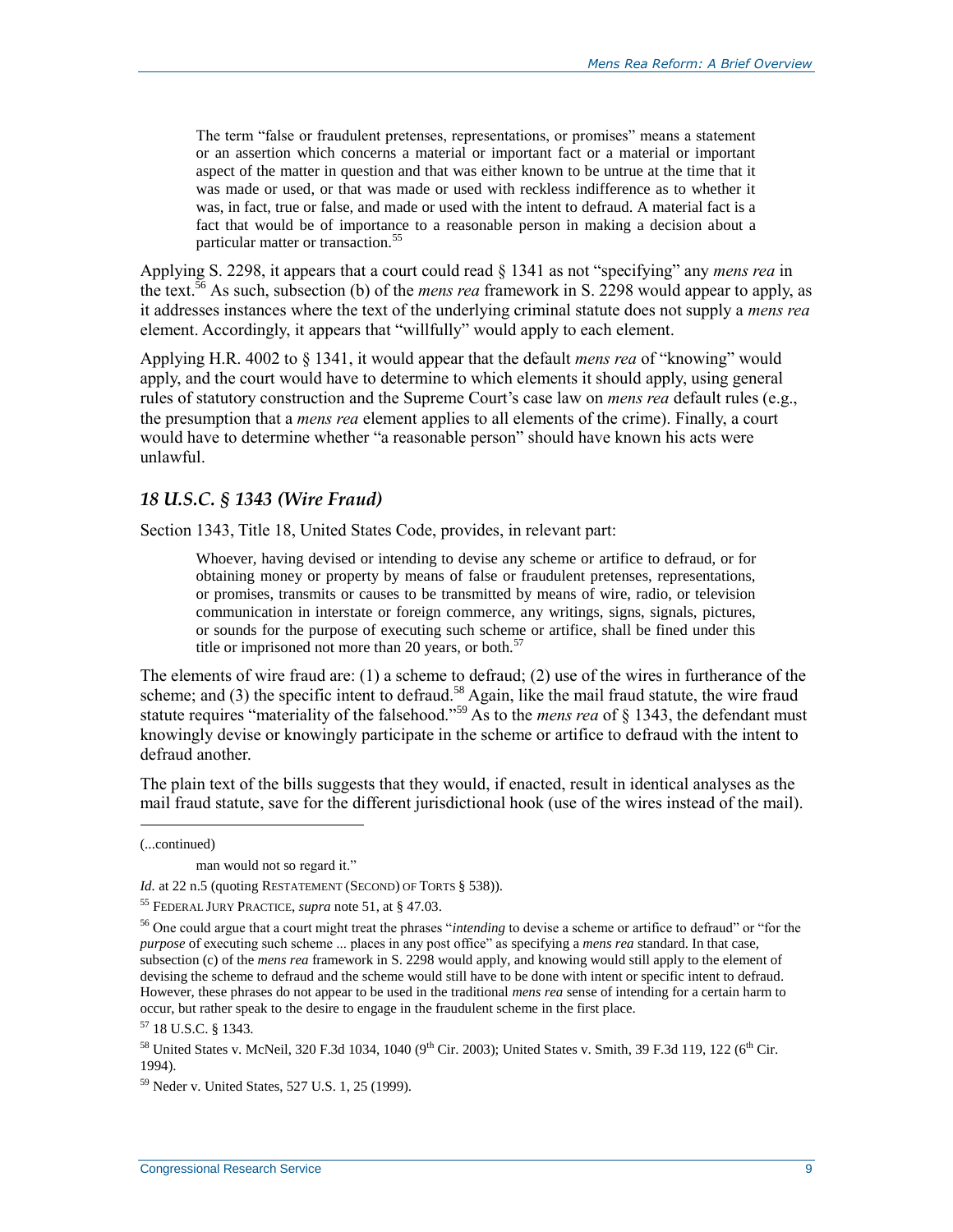> The term "false or fraudulent pretenses, representations, or promises" means a statement or an assertion which concerns a material or important fact or a material or important aspect of the matter in question and that was either known to be untrue at the time that it was made or used, or that was made or used with reckless indifference as to whether it was, in fact, true or false, and made or used with the intent to defraud. A material fact is a fact that would be of importance to a reasonable person in making a decision about a particular matter or transaction.[55]

Applying S. 2298, it appears that a court could read § 1341 as not "specifying" any *mens rea* in the text.[56] As such, subsection (b) of the *mens rea* framework in S. 2298 would appear to apply, as it addresses instances where the text of the underlying criminal statute does not supply a *mens rea* element. Accordingly, it appears that "willfully" would apply to each element.

Applying H.R. 4002 to § 1341, it would appear that the default *mens rea* of "knowing" would apply, and the court would have to determine to which elements it should apply, using general rules of statutory construction and the Supreme Court's case law on *mens rea* default rules (e.g., the presumption that a *mens rea* element applies to all elements of the crime). Finally, a court would have to determine whether "a reasonable person" should have known his acts were unlawful.

### *18 U.S.C. § 1343 (Wire Fraud)*

Section 1343, Title 18, United States Code, provides, in relevant part:

> Whoever, having devised or intending to devise any scheme or artifice to defraud, or for obtaining money or property by means of false or fraudulent pretenses, representations, or promises, transmits or causes to be transmitted by means of wire, radio, or television communication in interstate or foreign commerce, any writings, signs, signals, pictures, or sounds for the purpose of executing such scheme or artifice, shall be fined under this title or imprisoned not more than 20 years, or both.[57]

The elements of wire fraud are: (1) a scheme to defraud; (2) use of the wires in furtherance of the scheme; and (3) the specific intent to defraud.[58] Again, like the mail fraud statute, the wire fraud statute requires "materiality of the falsehood."[59] As to the *mens rea* of § 1343, the defendant must knowingly devise or knowingly participate in the scheme or artifice to defraud with the intent to defraud another.

The plain text of the bills suggests that they would, if enacted, result in identical analyses as the mail fraud statute, save for the different jurisdictional hook (use of the wires instead of the mail).

---

(...continued)

man would not so regard it."

*Id.* at 22 n.5 (quoting RESTATEMENT (SECOND) OF TORTS § 538)).

[55] FEDERAL JURY PRACTICE, *supra* note 51, at § 47.03.

[56] One could argue that a court might treat the phrases "*intending* to devise a scheme or artifice to defraud" or "for the *purpose* of executing such scheme ... places in any post office" as specifying a *mens rea* standard. In that case, subsection (c) of the *mens rea* framework in S. 2298 would apply, and knowing would still apply to the element of devising the scheme to defraud and the scheme would still have to be done with intent or specific intent to defraud. However, these phrases do not appear to be used in the traditional *mens rea* sense of intending for a certain harm to occur, but rather speak to the desire to engage in the fraudulent scheme in the first place.

[57] 18 U.S.C. § 1343.

[58] United States v. McNeil, 320 F.3d 1034, 1040 (9th Cir. 2003); United States v. Smith, 39 F.3d 119, 122 (6th Cir. 1994).

[59] Neder v. United States, 527 U.S. 1, 25 (1999).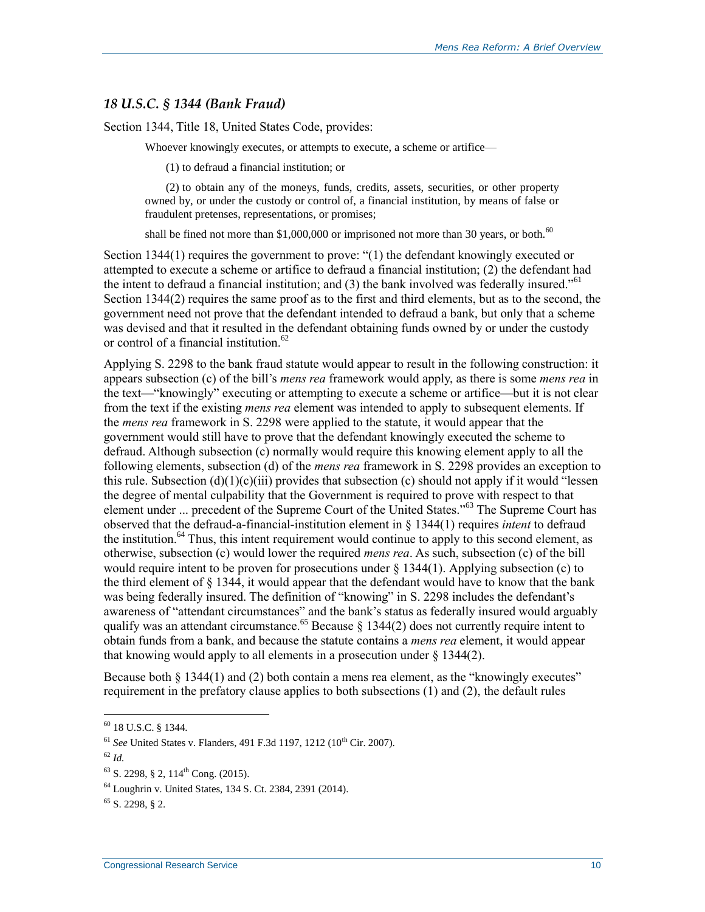### *18 U.S.C. § 1344 (Bank Fraud)*

Section 1344, Title 18, United States Code, provides:

> Whoever knowingly executes, or attempts to execute, a scheme or artifice—
>
> (1) to defraud a financial institution; or
>
> (2) to obtain any of the moneys, funds, credits, assets, securities, or other property owned by, or under the custody or control of, a financial institution, by means of false or fraudulent pretenses, representations, or promises;
>
> shall be fined not more than $1,000,000 or imprisoned not more than 30 years, or both.[60]

Section 1344(1) requires the government to prove: "(1) the defendant knowingly executed or attempted to execute a scheme or artifice to defraud a financial institution; (2) the defendant had the intent to defraud a financial institution; and (3) the bank involved was federally insured."[61] Section 1344(2) requires the same proof as to the first and third elements, but as to the second, the government need not prove that the defendant intended to defraud a bank, but only that a scheme was devised and that it resulted in the defendant obtaining funds owned by or under the custody or control of a financial institution.[62]

Applying S. 2298 to the bank fraud statute would appear to result in the following construction: it appears subsection (c) of the bill's *mens rea* framework would apply, as there is some *mens rea* in the text—"knowingly" executing or attempting to execute a scheme or artifice—but it is not clear from the text if the existing *mens rea* element was intended to apply to subsequent elements. If the *mens rea* framework in S. 2298 were applied to the statute, it would appear that the government would still have to prove that the defendant knowingly executed the scheme to defraud. Although subsection (c) normally would require this knowing element apply to all the following elements, subsection (d) of the *mens rea* framework in S. 2298 provides an exception to this rule. Subsection (d)(1)(c)(iii) provides that subsection (c) should not apply if it would "lessen the degree of mental culpability that the Government is required to prove with respect to that element under ... precedent of the Supreme Court of the United States."[63] The Supreme Court has observed that the defraud-a-financial-institution element in § 1344(1) requires *intent* to defraud the institution.[64] Thus, this intent requirement would continue to apply to this second element, as otherwise, subsection (c) would lower the required *mens rea*. As such, subsection (c) of the bill would require intent to be proven for prosecutions under § 1344(1). Applying subsection (c) to the third element of § 1344, it would appear that the defendant would have to know that the bank was being federally insured. The definition of "knowing" in S. 2298 includes the defendant's awareness of "attendant circumstances" and the bank's status as federally insured would arguably qualify was an attendant circumstance.[65] Because § 1344(2) does not currently require intent to obtain funds from a bank, and because the statute contains a *mens rea* element, it would appear that knowing would apply to all elements in a prosecution under § 1344(2).

Because both § 1344(1) and (2) both contain a mens rea element, as the "knowingly executes" requirement in the prefatory clause applies to both subsections (1) and (2), the default rules

---

[60] 18 U.S.C. § 1344.

[61] *See* United States v. Flanders, 491 F.3d 1197, 1212 (10th Cir. 2007).

[62] *Id.*

[63] S. 2298, § 2, 114th Cong. (2015).

[64] Loughrin v. United States, 134 S. Ct. 2384, 2391 (2014).

[65] S. 2298, § 2.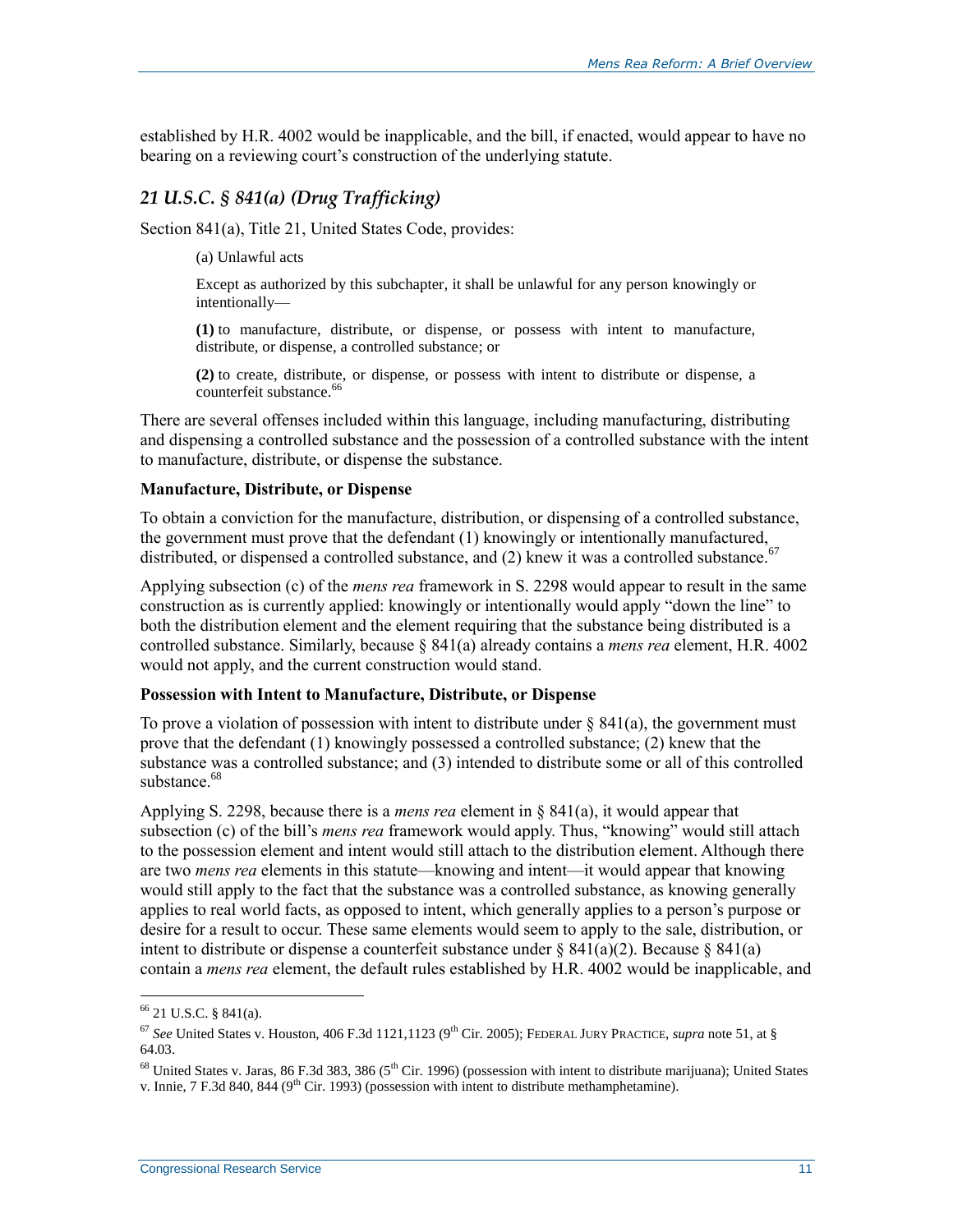established by H.R. 4002 would be inapplicable, and the bill, if enacted, would appear to have no bearing on a reviewing court's construction of the underlying statute.

### *21 U.S.C. § 841(a) (Drug Trafficking)*

Section 841(a), Title 21, United States Code, provides:

> (a) Unlawful acts
>
> Except as authorized by this subchapter, it shall be unlawful for any person knowingly or intentionally—
>
> **(1)** to manufacture, distribute, or dispense, or possess with intent to manufacture, distribute, or dispense, a controlled substance; or
>
> **(2)** to create, distribute, or dispense, or possess with intent to distribute or dispense, a counterfeit substance.[66]

There are several offenses included within this language, including manufacturing, distributing and dispensing a controlled substance and the possession of a controlled substance with the intent to manufacture, distribute, or dispense the substance.

#### Manufacture, Distribute, or Dispense

To obtain a conviction for the manufacture, distribution, or dispensing of a controlled substance, the government must prove that the defendant (1) knowingly or intentionally manufactured, distributed, or dispensed a controlled substance, and (2) knew it was a controlled substance.[67]

Applying subsection (c) of the *mens rea* framework in S. 2298 would appear to result in the same construction as is currently applied: knowingly or intentionally would apply "down the line" to both the distribution element and the element requiring that the substance being distributed is a controlled substance. Similarly, because § 841(a) already contains a *mens rea* element, H.R. 4002 would not apply, and the current construction would stand.

#### Possession with Intent to Manufacture, Distribute, or Dispense

To prove a violation of possession with intent to distribute under § 841(a), the government must prove that the defendant (1) knowingly possessed a controlled substance; (2) knew that the substance was a controlled substance; and (3) intended to distribute some or all of this controlled substance.[68]

Applying S. 2298, because there is a *mens rea* element in § 841(a), it would appear that subsection (c) of the bill's *mens rea* framework would apply. Thus, "knowing" would still attach to the possession element and intent would still attach to the distribution element. Although there are two *mens rea* elements in this statute—knowing and intent—it would appear that knowing would still apply to the fact that the substance was a controlled substance, as knowing generally applies to real world facts, as opposed to intent, which generally applies to a person's purpose or desire for a result to occur. These same elements would seem to apply to the sale, distribution, or intent to distribute or dispense a counterfeit substance under § 841(a)(2). Because § 841(a) contain a *mens rea* element, the default rules established by H.R. 4002 would be inapplicable, and

---

[66] 21 U.S.C. § 841(a).

[67] *See* United States v. Houston, 406 F.3d 1121,1123 (9th Cir. 2005); FEDERAL JURY PRACTICE, *supra* note 51, at § 64.03.

[68] United States v. Jaras, 86 F.3d 383, 386 (5th Cir. 1996) (possession with intent to distribute marijuana); United States v. Innie, 7 F.3d 840, 844 (9th Cir. 1993) (possession with intent to distribute methamphetamine).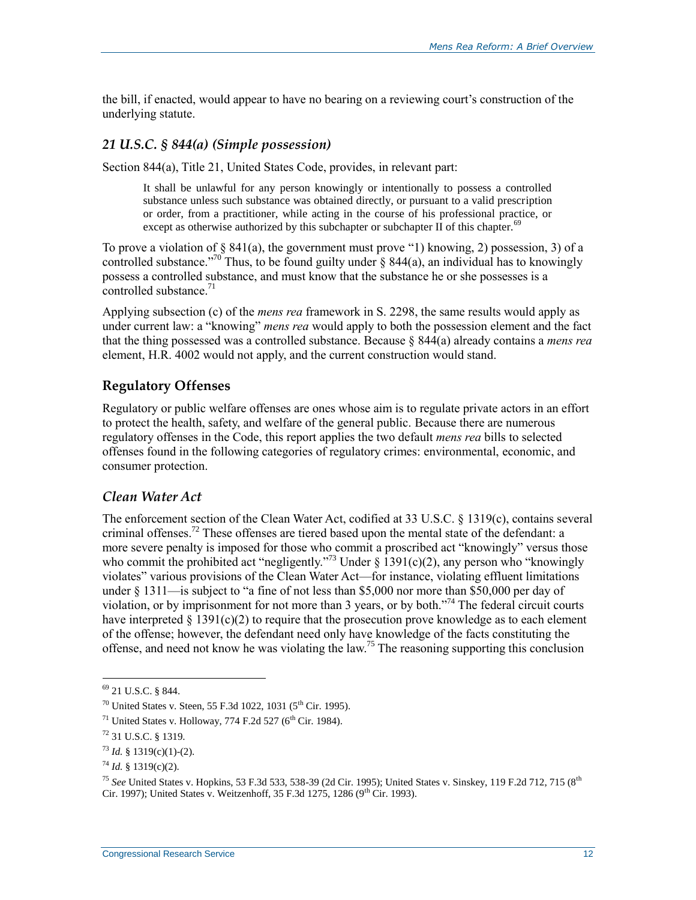the bill, if enacted, would appear to have no bearing on a reviewing court's construction of the underlying statute.

### *21 U.S.C. § 844(a) (Simple possession)*

Section 844(a), Title 21, United States Code, provides, in relevant part:

> It shall be unlawful for any person knowingly or intentionally to possess a controlled substance unless such substance was obtained directly, or pursuant to a valid prescription or order, from a practitioner, while acting in the course of his professional practice, or except as otherwise authorized by this subchapter or subchapter II of this chapter.[69]

To prove a violation of § 841(a), the government must prove "1) knowing, 2) possession, 3) of a controlled substance."[70] Thus, to be found guilty under § 844(a), an individual has to knowingly possess a controlled substance, and must know that the substance he or she possesses is a controlled substance.[71]

Applying subsection (c) of the *mens rea* framework in S. 2298, the same results would apply as under current law: a "knowing" *mens rea* would apply to both the possession element and the fact that the thing possessed was a controlled substance. Because § 844(a) already contains a *mens rea* element, H.R. 4002 would not apply, and the current construction would stand.

## Regulatory Offenses

Regulatory or public welfare offenses are ones whose aim is to regulate private actors in an effort to protect the health, safety, and welfare of the general public. Because there are numerous regulatory offenses in the Code, this report applies the two default *mens rea* bills to selected offenses found in the following categories of regulatory crimes: environmental, economic, and consumer protection.

### *Clean Water Act*

The enforcement section of the Clean Water Act, codified at 33 U.S.C. § 1319(c), contains several criminal offenses.[72] These offenses are tiered based upon the mental state of the defendant: a more severe penalty is imposed for those who commit a proscribed act "knowingly" versus those who commit the prohibited act "negligently."[73] Under § 1391(c)(2), any person who "knowingly violates" various provisions of the Clean Water Act—for instance, violating effluent limitations under § 1311—is subject to "a fine of not less than $5,000 nor more than $50,000 per day of violation, or by imprisonment for not more than 3 years, or by both."[74] The federal circuit courts have interpreted § 1391(c)(2) to require that the prosecution prove knowledge as to each element of the offense; however, the defendant need only have knowledge of the facts constituting the offense, and need not know he was violating the law.[75] The reasoning supporting this conclusion

---

[69] 21 U.S.C. § 844.

[70] United States v. Steen, 55 F.3d 1022, 1031 (5th Cir. 1995).

[71] United States v. Holloway, 774 F.2d 527 (6th Cir. 1984).

[72] 31 U.S.C. § 1319.

[73] *Id.* § 1319(c)(1)-(2).

[74] *Id.* § 1319(c)(2).

[75] *See* United States v. Hopkins, 53 F.3d 533, 538-39 (2d Cir. 1995); United States v. Sinskey, 119 F.2d 712, 715 (8th Cir. 1997); United States v. Weitzenhoff, 35 F.3d 1275, 1286 (9th Cir. 1993).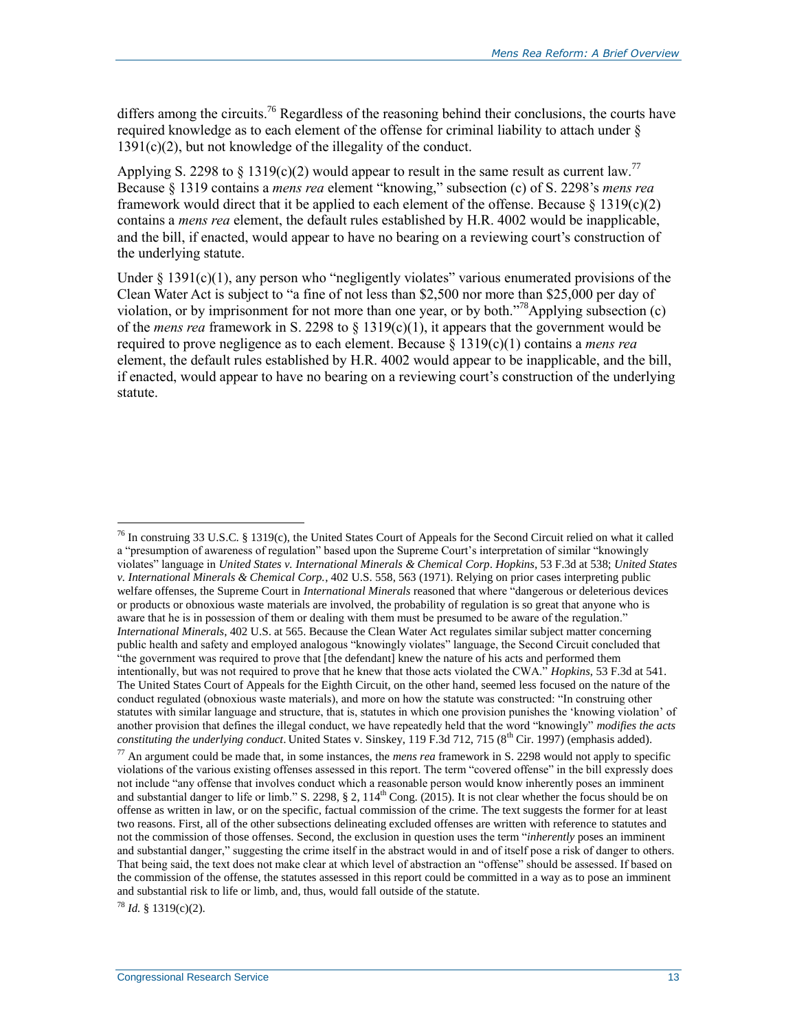differs among the circuits.[76] Regardless of the reasoning behind their conclusions, the courts have required knowledge as to each element of the offense for criminal liability to attach under § 1391(c)(2), but not knowledge of the illegality of the conduct.

Applying S. 2298 to § 1319(c)(2) would appear to result in the same result as current law.[77] Because § 1319 contains a *mens rea* element "knowing," subsection (c) of S. 2298's *mens rea* framework would direct that it be applied to each element of the offense. Because § 1319(c)(2) contains a *mens rea* element, the default rules established by H.R. 4002 would be inapplicable, and the bill, if enacted, would appear to have no bearing on a reviewing court's construction of the underlying statute.

Under § 1391(c)(1), any person who "negligently violates" various enumerated provisions of the Clean Water Act is subject to "a fine of not less than $2,500 nor more than $25,000 per day of violation, or by imprisonment for not more than one year, or by both."[78] Applying subsection (c) of the *mens rea* framework in S. 2298 to § 1319(c)(1), it appears that the government would be required to prove negligence as to each element. Because § 1319(c)(1) contains a *mens rea* element, the default rules established by H.R. 4002 would appear to be inapplicable, and the bill, if enacted, would appear to have no bearing on a reviewing court's construction of the underlying statute.

---

[76] In construing 33 U.S.C. § 1319(c), the United States Court of Appeals for the Second Circuit relied on what it called a "presumption of awareness of regulation" based upon the Supreme Court's interpretation of similar "knowingly violates" language in *United States v. International Minerals & Chemical Corp*. *Hopkins*, 53 F.3d at 538; *United States v. International Minerals & Chemical Corp.*, 402 U.S. 558, 563 (1971). Relying on prior cases interpreting public welfare offenses, the Supreme Court in *International Minerals* reasoned that where "dangerous or deleterious devices or products or obnoxious waste materials are involved, the probability of regulation is so great that anyone who is aware that he is in possession of them or dealing with them must be presumed to be aware of the regulation." *International Minerals*, 402 U.S. at 565. Because the Clean Water Act regulates similar subject matter concerning public health and safety and employed analogous "knowingly violates" language, the Second Circuit concluded that "the government was required to prove that [the defendant] knew the nature of his acts and performed them intentionally, but was not required to prove that he knew that those acts violated the CWA." *Hopkins*, 53 F.3d at 541. The United States Court of Appeals for the Eighth Circuit, on the other hand, seemed less focused on the nature of the conduct regulated (obnoxious waste materials), and more on how the statute was constructed: "In construing other statutes with similar language and structure, that is, statutes in which one provision punishes the 'knowing violation' of another provision that defines the illegal conduct, we have repeatedly held that the word "knowingly" *modifies the acts constituting the underlying conduct*. United States v. Sinskey, 119 F.3d 712, 715 (8th Cir. 1997) (emphasis added).

[77] An argument could be made that, in some instances, the *mens rea* framework in S. 2298 would not apply to specific violations of the various existing offenses assessed in this report. The term "covered offense" in the bill expressly does not include "any offense that involves conduct which a reasonable person would know inherently poses an imminent and substantial danger to life or limb." S. 2298, § 2, 114th Cong. (2015). It is not clear whether the focus should be on offense as written in law, or on the specific, factual commission of the crime. The text suggests the former for at least two reasons. First, all of the other subsections delineating excluded offenses are written with reference to statutes and not the commission of those offenses. Second, the exclusion in question uses the term "*inherently* poses an imminent and substantial danger," suggesting the crime itself in the abstract would in and of itself pose a risk of danger to others. That being said, the text does not make clear at which level of abstraction an "offense" should be assessed. If based on the commission of the offense, the statutes assessed in this report could be committed in a way as to pose an imminent and substantial risk to life or limb, and, thus, would fall outside of the statute.

[78] *Id.* § 1319(c)(2).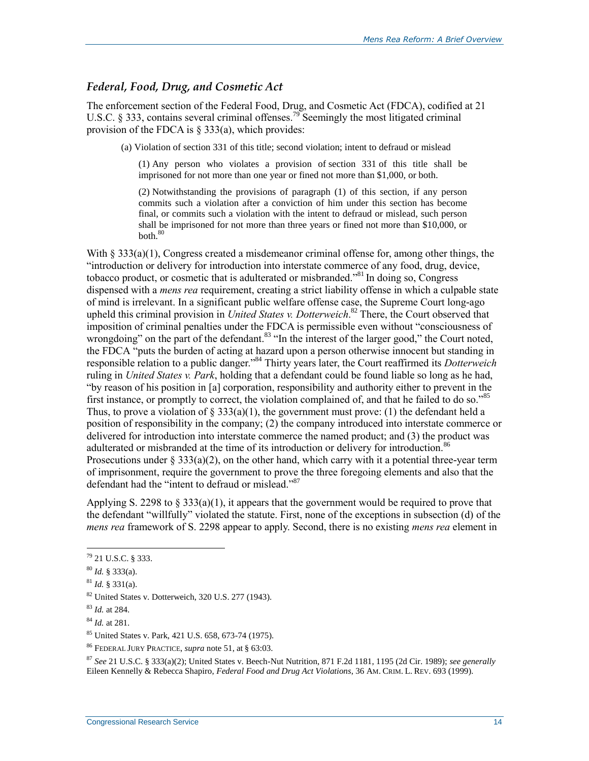### *Federal, Food, Drug, and Cosmetic Act*

The enforcement section of the Federal Food, Drug, and Cosmetic Act (FDCA), codified at 21 U.S.C. § 333, contains several criminal offenses.[79] Seemingly the most litigated criminal provision of the FDCA is § 333(a), which provides:

> (a) Violation of section 331 of this title; second violation; intent to defraud or mislead
>
> (1) Any person who violates a provision of section 331 of this title shall be imprisoned for not more than one year or fined not more than $1,000, or both.
>
> (2) Notwithstanding the provisions of paragraph (1) of this section, if any person commits such a violation after a conviction of him under this section has become final, or commits such a violation with the intent to defraud or mislead, such person shall be imprisoned for not more than three years or fined not more than $10,000, or both.[80]

With § 333(a)(1), Congress created a misdemeanor criminal offense for, among other things, the "introduction or delivery for introduction into interstate commerce of any food, drug, device, tobacco product, or cosmetic that is adulterated or misbranded."[81] In doing so, Congress dispensed with a *mens rea* requirement, creating a strict liability offense in which a culpable state of mind is irrelevant. In a significant public welfare offense case, the Supreme Court long-ago upheld this criminal provision in *United States v. Dotterweich*.[82] There, the Court observed that imposition of criminal penalties under the FDCA is permissible even without "consciousness of wrongdoing" on the part of the defendant.[83] "In the interest of the larger good," the Court noted, the FDCA "puts the burden of acting at hazard upon a person otherwise innocent but standing in responsible relation to a public danger."[84] Thirty years later, the Court reaffirmed its *Dotterweich* ruling in *United States v. Park*, holding that a defendant could be found liable so long as he had, "by reason of his position in [a] corporation, responsibility and authority either to prevent in the first instance, or promptly to correct, the violation complained of, and that he failed to do so."[85] Thus, to prove a violation of § 333(a)(1), the government must prove: (1) the defendant held a position of responsibility in the company; (2) the company introduced into interstate commerce or delivered for introduction into interstate commerce the named product; and (3) the product was adulterated or misbranded at the time of its introduction or delivery for introduction.[86] Prosecutions under § 333(a)(2), on the other hand, which carry with it a potential three-year term of imprisonment, require the government to prove the three foregoing elements and also that the defendant had the "intent to defraud or mislead."[87]

Applying S. 2298 to § 333(a)(1), it appears that the government would be required to prove that the defendant "willfully" violated the statute. First, none of the exceptions in subsection (d) of the *mens rea* framework of S. 2298 appear to apply. Second, there is no existing *mens rea* element in

---

[79] 21 U.S.C. § 333.

[80] *Id.* § 333(a).

[81] *Id.* § 331(a).

[82] United States v. Dotterweich, 320 U.S. 277 (1943).

[83] *Id.* at 284.

[84] *Id.* at 281.

[85] United States v. Park, 421 U.S. 658, 673-74 (1975).

[86] FEDERAL JURY PRACTICE, *supra* note 51, at § 63:03.

[87] *See* 21 U.S.C. § 333(a)(2); United States v. Beech-Nut Nutrition, 871 F.2d 1181, 1195 (2d Cir. 1989); *see generally* Eileen Kennelly & Rebecca Shapiro, *Federal Food and Drug Act Violations*, 36 AM. CRIM. L. REV. 693 (1999).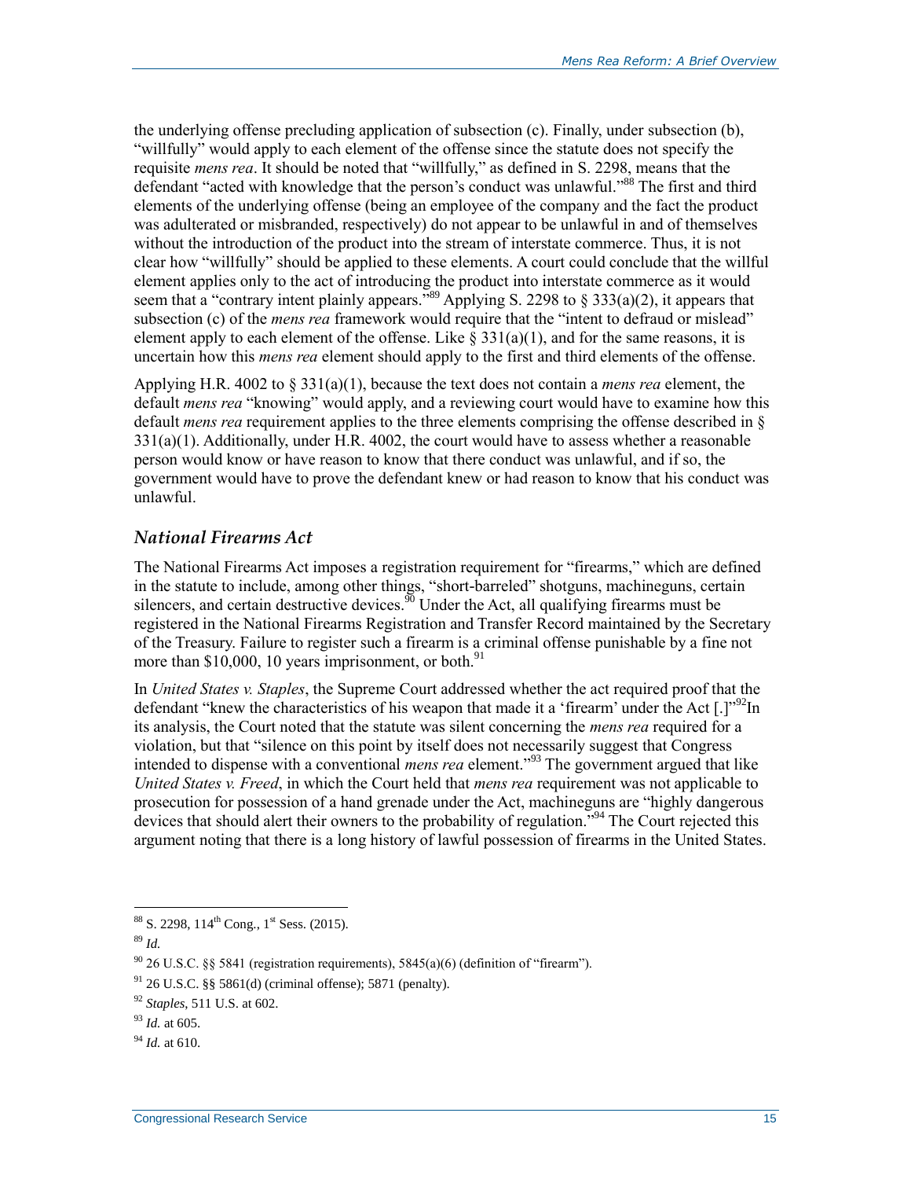the underlying offense precluding application of subsection (c). Finally, under subsection (b), "willfully" would apply to each element of the offense since the statute does not specify the requisite *mens rea*. It should be noted that "willfully," as defined in S. 2298, means that the defendant "acted with knowledge that the person's conduct was unlawful."[88] The first and third elements of the underlying offense (being an employee of the company and the fact the product was adulterated or misbranded, respectively) do not appear to be unlawful in and of themselves without the introduction of the product into the stream of interstate commerce. Thus, it is not clear how "willfully" should be applied to these elements. A court could conclude that the willful element applies only to the act of introducing the product into interstate commerce as it would seem that a "contrary intent plainly appears."[89] Applying S. 2298 to § 333(a)(2), it appears that subsection (c) of the *mens rea* framework would require that the "intent to defraud or mislead" element apply to each element of the offense. Like § 331(a)(1), and for the same reasons, it is uncertain how this *mens rea* element should apply to the first and third elements of the offense.

Applying H.R. 4002 to § 331(a)(1), because the text does not contain a *mens rea* element, the default *mens rea* "knowing" would apply, and a reviewing court would have to examine how this default *mens rea* requirement applies to the three elements comprising the offense described in § 331(a)(1). Additionally, under H.R. 4002, the court would have to assess whether a reasonable person would know or have reason to know that there conduct was unlawful, and if so, the government would have to prove the defendant knew or had reason to know that his conduct was unlawful.

### *National Firearms Act*

The National Firearms Act imposes a registration requirement for "firearms," which are defined in the statute to include, among other things, "short-barreled" shotguns, machineguns, certain silencers, and certain destructive devices.[90] Under the Act, all qualifying firearms must be registered in the National Firearms Registration and Transfer Record maintained by the Secretary of the Treasury. Failure to register such a firearm is a criminal offense punishable by a fine not more than $10,000, 10 years imprisonment, or both.[91]

In *United States v. Staples*, the Supreme Court addressed whether the act required proof that the defendant "knew the characteristics of his weapon that made it a 'firearm' under the Act [.]"[92]In its analysis, the Court noted that the statute was silent concerning the *mens rea* required for a violation, but that "silence on this point by itself does not necessarily suggest that Congress intended to dispense with a conventional *mens rea* element."[93] The government argued that like *United States v. Freed*, in which the Court held that *mens rea* requirement was not applicable to prosecution for possession of a hand grenade under the Act, machineguns are "highly dangerous devices that should alert their owners to the probability of regulation."[94] The Court rejected this argument noting that there is a long history of lawful possession of firearms in the United States.

---

[88] S. 2298, 114th Cong., 1st Sess. (2015).

[89] *Id.*

[90] 26 U.S.C. §§ 5841 (registration requirements), 5845(a)(6) (definition of "firearm").

[91] 26 U.S.C. §§ 5861(d) (criminal offense); 5871 (penalty).

[92] *Staples*, 511 U.S. at 602.

[93] *Id.* at 605.

[94] *Id.* at 610.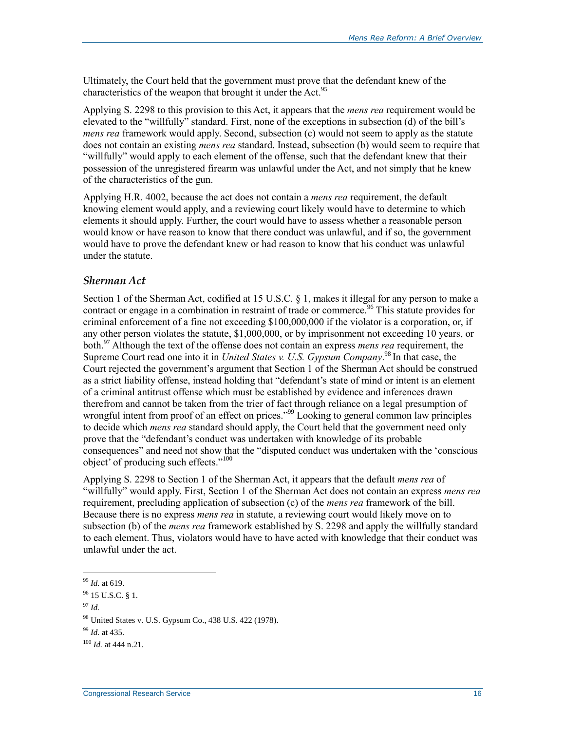Ultimately, the Court held that the government must prove that the defendant knew of the characteristics of the weapon that brought it under the Act.[95]

Applying S. 2298 to this provision to this Act, it appears that the *mens rea* requirement would be elevated to the "willfully" standard. First, none of the exceptions in subsection (d) of the bill's *mens rea* framework would apply. Second, subsection (c) would not seem to apply as the statute does not contain an existing *mens rea* standard. Instead, subsection (b) would seem to require that "willfully" would apply to each element of the offense, such that the defendant knew that their possession of the unregistered firearm was unlawful under the Act, and not simply that he knew of the characteristics of the gun.

Applying H.R. 4002, because the act does not contain a *mens rea* requirement, the default knowing element would apply, and a reviewing court likely would have to determine to which elements it should apply. Further, the court would have to assess whether a reasonable person would know or have reason to know that there conduct was unlawful, and if so, the government would have to prove the defendant knew or had reason to know that his conduct was unlawful under the statute.

### *Sherman Act*

Section 1 of the Sherman Act, codified at 15 U.S.C. § 1, makes it illegal for any person to make a contract or engage in a combination in restraint of trade or commerce.[96] This statute provides for criminal enforcement of a fine not exceeding $100,000,000 if the violator is a corporation, or, if any other person violates the statute, $1,000,000, or by imprisonment not exceeding 10 years, or both.[97] Although the text of the offense does not contain an express *mens rea* requirement, the Supreme Court read one into it in *United States v. U.S. Gypsum Company*.[98] In that case, the Court rejected the government's argument that Section 1 of the Sherman Act should be construed as a strict liability offense, instead holding that "defendant's state of mind or intent is an element of a criminal antitrust offense which must be established by evidence and inferences drawn therefrom and cannot be taken from the trier of fact through reliance on a legal presumption of wrongful intent from proof of an effect on prices."[99] Looking to general common law principles to decide which *mens rea* standard should apply, the Court held that the government need only prove that the "defendant's conduct was undertaken with knowledge of its probable consequences" and need not show that the "disputed conduct was undertaken with the 'conscious object' of producing such effects."[100]

Applying S. 2298 to Section 1 of the Sherman Act, it appears that the default *mens rea* of "willfully" would apply. First, Section 1 of the Sherman Act does not contain an express *mens rea* requirement, precluding application of subsection (c) of the *mens rea* framework of the bill. Because there is no express *mens rea* in statute, a reviewing court would likely move on to subsection (b) of the *mens rea* framework established by S. 2298 and apply the willfully standard to each element. Thus, violators would have to have acted with knowledge that their conduct was unlawful under the act.

---

[95] *Id.* at 619.

[96] 15 U.S.C. § 1.

[97] *Id.*

[98] United States v. U.S. Gypsum Co., 438 U.S. 422 (1978).

[99] *Id.* at 435.

[100] *Id.* at 444 n.21.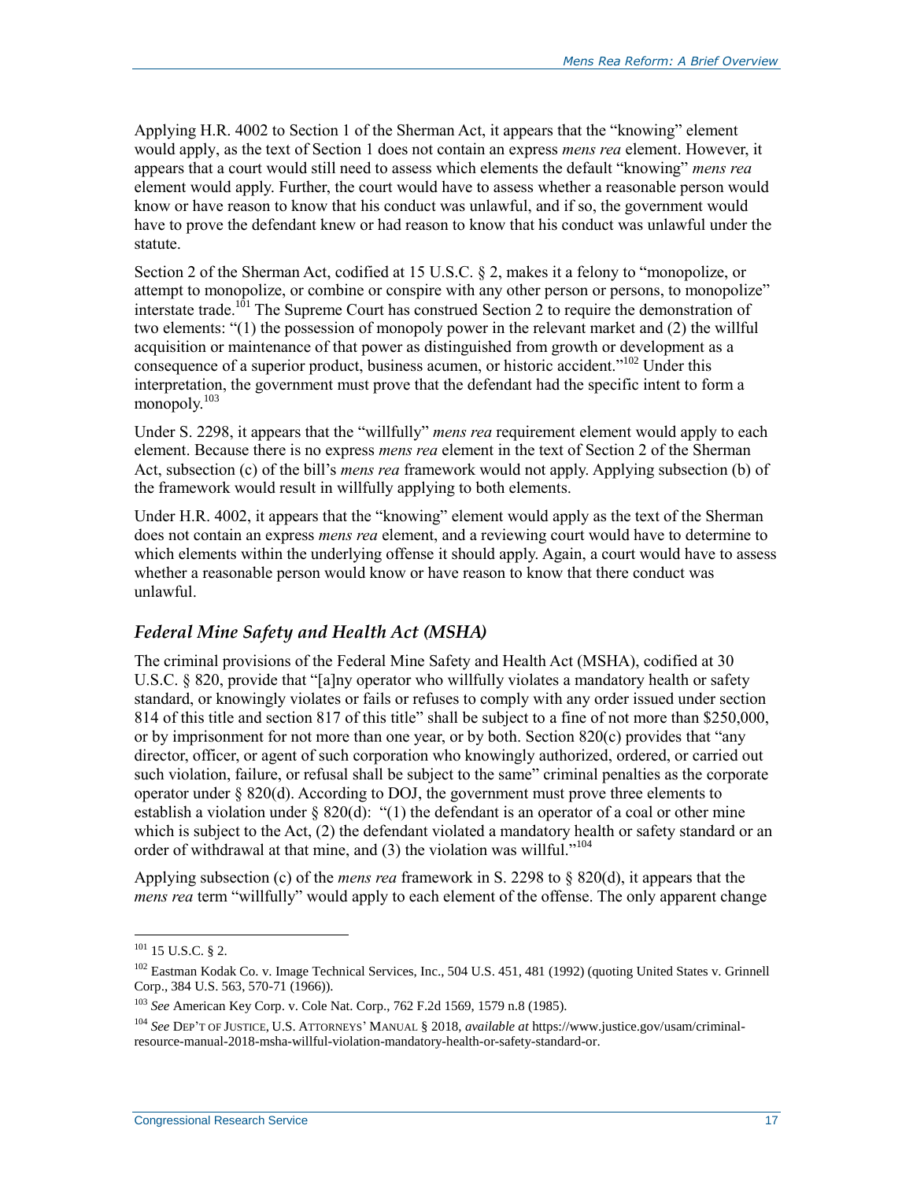Applying H.R. 4002 to Section 1 of the Sherman Act, it appears that the "knowing" element would apply, as the text of Section 1 does not contain an express *mens rea* element. However, it appears that a court would still need to assess which elements the default "knowing" *mens rea* element would apply. Further, the court would have to assess whether a reasonable person would know or have reason to know that his conduct was unlawful, and if so, the government would have to prove the defendant knew or had reason to know that his conduct was unlawful under the statute.

Section 2 of the Sherman Act, codified at 15 U.S.C. § 2, makes it a felony to "monopolize, or attempt to monopolize, or combine or conspire with any other person or persons, to monopolize" interstate trade.[101] The Supreme Court has construed Section 2 to require the demonstration of two elements: "(1) the possession of monopoly power in the relevant market and (2) the willful acquisition or maintenance of that power as distinguished from growth or development as a consequence of a superior product, business acumen, or historic accident."[102] Under this interpretation, the government must prove that the defendant had the specific intent to form a monopoly.[103]

Under S. 2298, it appears that the "willfully" *mens rea* requirement element would apply to each element. Because there is no express *mens rea* element in the text of Section 2 of the Sherman Act, subsection (c) of the bill's *mens rea* framework would not apply. Applying subsection (b) of the framework would result in willfully applying to both elements.

Under H.R. 4002, it appears that the "knowing" element would apply as the text of the Sherman does not contain an express *mens rea* element, and a reviewing court would have to determine to which elements within the underlying offense it should apply. Again, a court would have to assess whether a reasonable person would know or have reason to know that there conduct was unlawful.

### *Federal Mine Safety and Health Act (MSHA)*

The criminal provisions of the Federal Mine Safety and Health Act (MSHA), codified at 30 U.S.C. § 820, provide that "[a]ny operator who willfully violates a mandatory health or safety standard, or knowingly violates or fails or refuses to comply with any order issued under section 814 of this title and section 817 of this title" shall be subject to a fine of not more than $250,000, or by imprisonment for not more than one year, or by both. Section 820(c) provides that "any director, officer, or agent of such corporation who knowingly authorized, ordered, or carried out such violation, failure, or refusal shall be subject to the same" criminal penalties as the corporate operator under § 820(d). According to DOJ, the government must prove three elements to establish a violation under § 820(d): "(1) the defendant is an operator of a coal or other mine which is subject to the Act, (2) the defendant violated a mandatory health or safety standard or an order of withdrawal at that mine, and (3) the violation was willful."[104]

Applying subsection (c) of the *mens rea* framework in S. 2298 to § 820(d), it appears that the *mens rea* term "willfully" would apply to each element of the offense. The only apparent change

---

[101] 15 U.S.C. § 2.

[102] Eastman Kodak Co. v. Image Technical Services, Inc., 504 U.S. 451, 481 (1992) (quoting United States v. Grinnell Corp., 384 U.S. 563, 570-71 (1966)).

[103] *See* American Key Corp. v. Cole Nat. Corp., 762 F.2d 1569, 1579 n.8 (1985).

[104] *See* DEP'T OF JUSTICE, U.S. ATTORNEYS' MANUAL § 2018, *available at* https://www.justice.gov/usam/criminal-resource-manual-2018-msha-willful-violation-mandatory-health-or-safety-standard-or.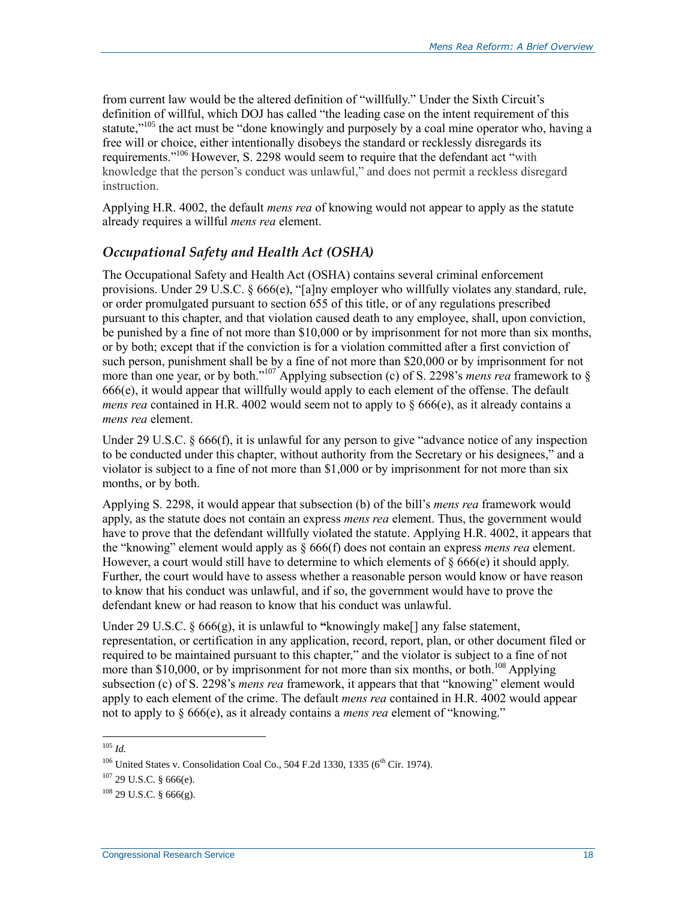from current law would be the altered definition of "willfully." Under the Sixth Circuit's definition of willful, which DOJ has called "the leading case on the intent requirement of this statute,"[105] the act must be "done knowingly and purposely by a coal mine operator who, having a free will or choice, either intentionally disobeys the standard or recklessly disregards its requirements."[106] However, S. 2298 would seem to require that the defendant act "with knowledge that the person's conduct was unlawful," and does not permit a reckless disregard instruction.

Applying H.R. 4002, the default *mens rea* of knowing would not appear to apply as the statute already requires a willful *mens rea* element.

### *Occupational Safety and Health Act (OSHA)*

The Occupational Safety and Health Act (OSHA) contains several criminal enforcement provisions. Under 29 U.S.C. § 666(e), "[a]ny employer who willfully violates any standard, rule, or order promulgated pursuant to section 655 of this title, or of any regulations prescribed pursuant to this chapter, and that violation caused death to any employee, shall, upon conviction, be punished by a fine of not more than $10,000 or by imprisonment for not more than six months, or by both; except that if the conviction is for a violation committed after a first conviction of such person, punishment shall be by a fine of not more than $20,000 or by imprisonment for not more than one year, or by both."[107] Applying subsection (c) of S. 2298's *mens rea* framework to § 666(e), it would appear that willfully would apply to each element of the offense. The default *mens rea* contained in H.R. 4002 would seem not to apply to § 666(e), as it already contains a *mens rea* element.

Under 29 U.S.C. § 666(f), it is unlawful for any person to give "advance notice of any inspection to be conducted under this chapter, without authority from the Secretary or his designees," and a violator is subject to a fine of not more than $1,000 or by imprisonment for not more than six months, or by both.

Applying S. 2298, it would appear that subsection (b) of the bill's *mens rea* framework would apply, as the statute does not contain an express *mens rea* element. Thus, the government would have to prove that the defendant willfully violated the statute. Applying H.R. 4002, it appears that the "knowing" element would apply as § 666(f) does not contain an express *mens rea* element. However, a court would still have to determine to which elements of § 666(e) it should apply. Further, the court would have to assess whether a reasonable person would know or have reason to know that his conduct was unlawful, and if so, the government would have to prove the defendant knew or had reason to know that his conduct was unlawful.

Under 29 U.S.C. § 666(g), it is unlawful to "knowingly make[] any false statement, representation, or certification in any application, record, report, plan, or other document filed or required to be maintained pursuant to this chapter," and the violator is subject to a fine of not more than $10,000, or by imprisonment for not more than six months, or both.[108] Applying subsection (c) of S. 2298's *mens rea* framework, it appears that that "knowing" element would apply to each element of the crime. The default *mens rea* contained in H.R. 4002 would appear not to apply to § 666(e), as it already contains a *mens rea* element of "knowing."

---

[105] *Id.*

[106] United States v. Consolidation Coal Co., 504 F.2d 1330, 1335 (6th Cir. 1974).

[107] 29 U.S.C. § 666(e).

[108] 29 U.S.C. § 666(g).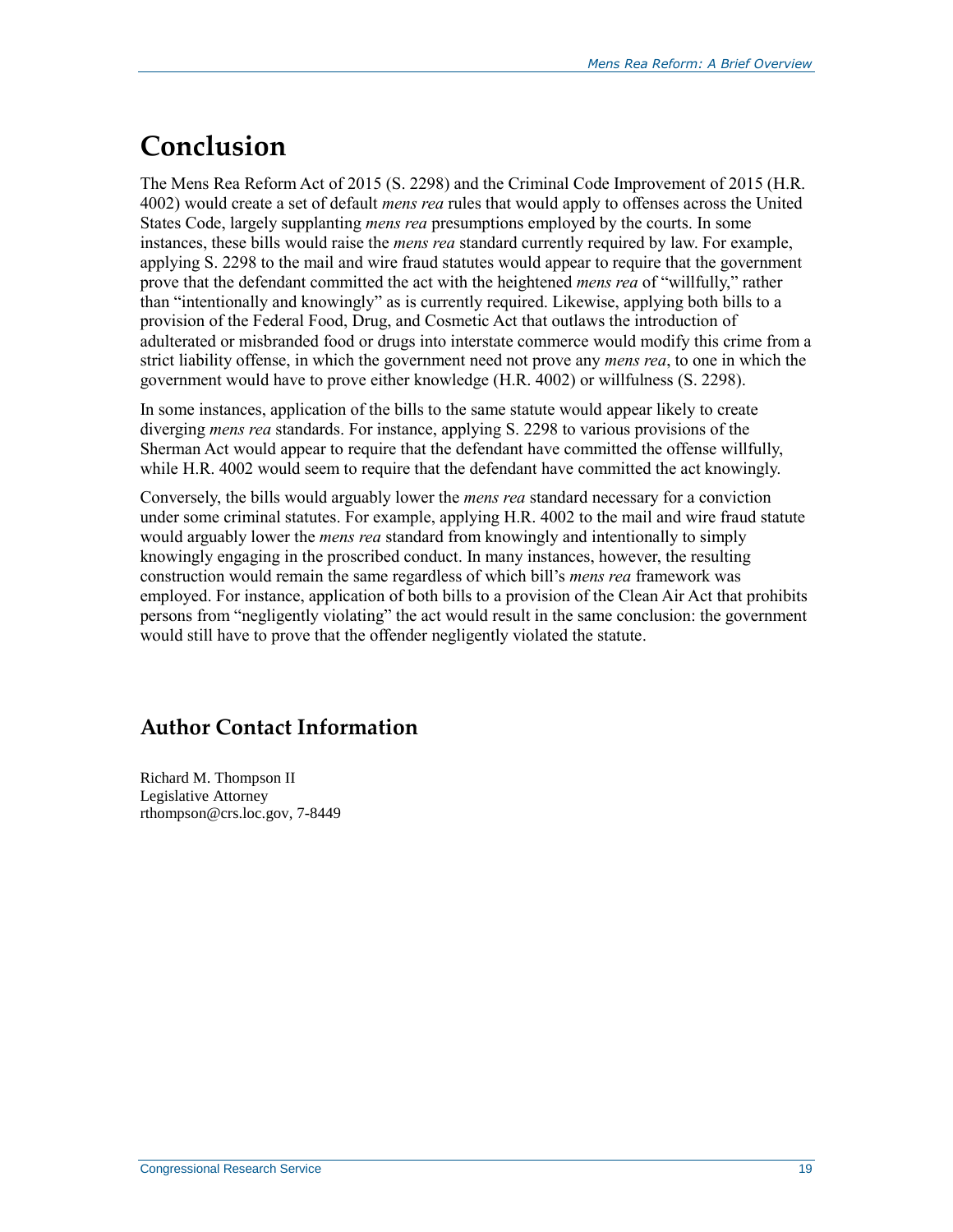# Conclusion

The Mens Rea Reform Act of 2015 (S. 2298) and the Criminal Code Improvement of 2015 (H.R. 4002) would create a set of default *mens rea* rules that would apply to offenses across the United States Code, largely supplanting *mens rea* presumptions employed by the courts. In some instances, these bills would raise the *mens rea* standard currently required by law. For example, applying S. 2298 to the mail and wire fraud statutes would appear to require that the government prove that the defendant committed the act with the heightened *mens rea* of "willfully," rather than "intentionally and knowingly" as is currently required. Likewise, applying both bills to a provision of the Federal Food, Drug, and Cosmetic Act that outlaws the introduction of adulterated or misbranded food or drugs into interstate commerce would modify this crime from a strict liability offense, in which the government need not prove any *mens rea*, to one in which the government would have to prove either knowledge (H.R. 4002) or willfulness (S. 2298).

In some instances, application of the bills to the same statute would appear likely to create diverging *mens rea* standards. For instance, applying S. 2298 to various provisions of the Sherman Act would appear to require that the defendant have committed the offense willfully, while H.R. 4002 would seem to require that the defendant have committed the act knowingly.

Conversely, the bills would arguably lower the *mens rea* standard necessary for a conviction under some criminal statutes. For example, applying H.R. 4002 to the mail and wire fraud statute would arguably lower the *mens rea* standard from knowingly and intentionally to simply knowingly engaging in the proscribed conduct. In many instances, however, the resulting construction would remain the same regardless of which bill's *mens rea* framework was employed. For instance, application of both bills to a provision of the Clean Air Act that prohibits persons from "negligently violating" the act would result in the same conclusion: the government would still have to prove that the offender negligently violated the statute.

## Author Contact Information

Richard M. Thompson II
Legislative Attorney
rthompson@crs.loc.gov, 7-8449